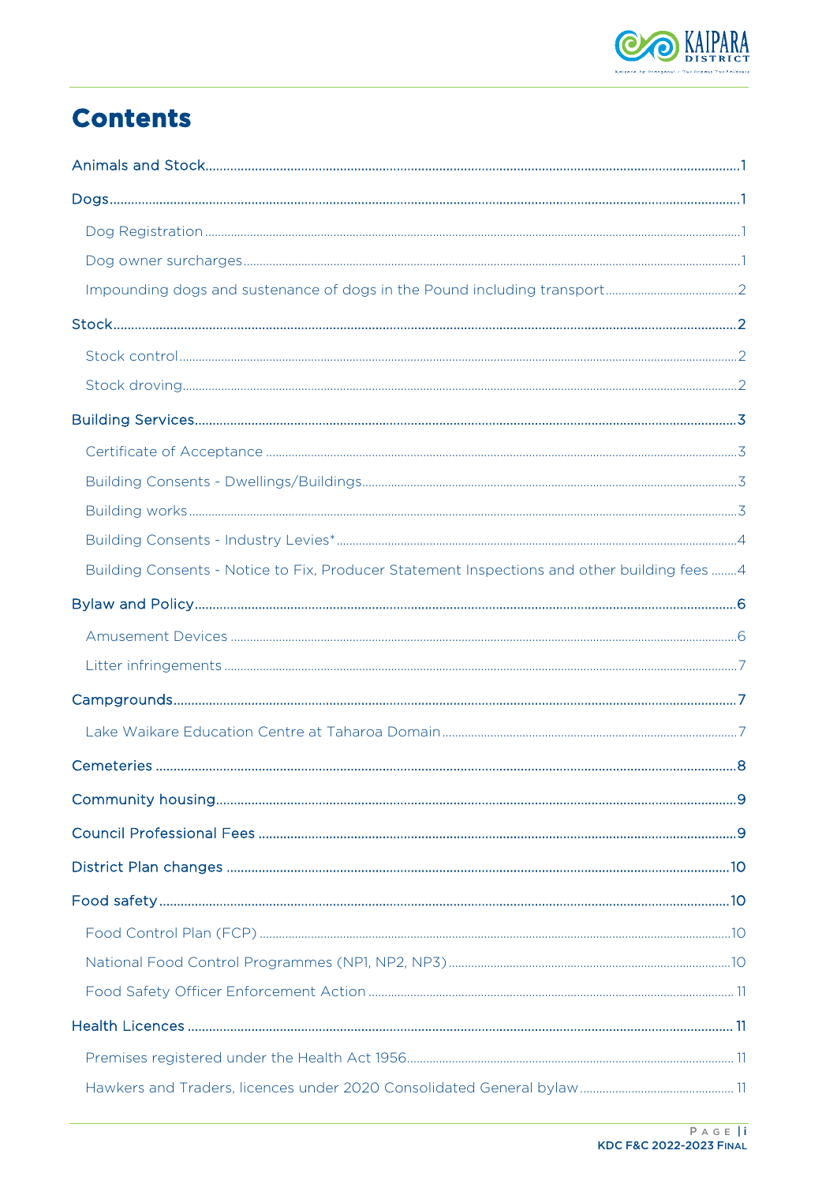# Contents

- Animals and Stock ..... 1
- Dogs ..... 1
  - Dog Registration ..... 1
  - Dog owner surcharges ..... 1
  - Impounding dogs and sustenance of dogs in the Pound including transport ..... 2
- Stock ..... 2
  - Stock control ..... 2
  - Stock droving ..... 2
- Building Services ..... 3
  - Certificate of Acceptance ..... 3
  - Building Consents - Dwellings/Buildings ..... 3
  - Building works ..... 3
  - Building Consents - Industry Levies* ..... 4
  - Building Consents - Notice to Fix, Producer Statement Inspections and other building fees ..... 4
- Bylaw and Policy ..... 6
  - Amusement Devices ..... 6
  - Litter infringements ..... 7
- Campgrounds ..... 7
  - Lake Waikare Education Centre at Taharoa Domain ..... 7
- Cemeteries ..... 8
- Community housing ..... 9
- Council Professional Fees ..... 9
- District Plan changes ..... 10
- Food safety ..... 10
  - Food Control Plan (FCP) ..... 10
  - National Food Control Programmes (NP1, NP2, NP3) ..... 10
  - Food Safety Officer Enforcement Action ..... 11
- Health Licences ..... 11
  - Premises registered under the Health Act 1956 ..... 11
  - Hawkers and Traders, licences under 2020 Consolidated General bylaw ..... 11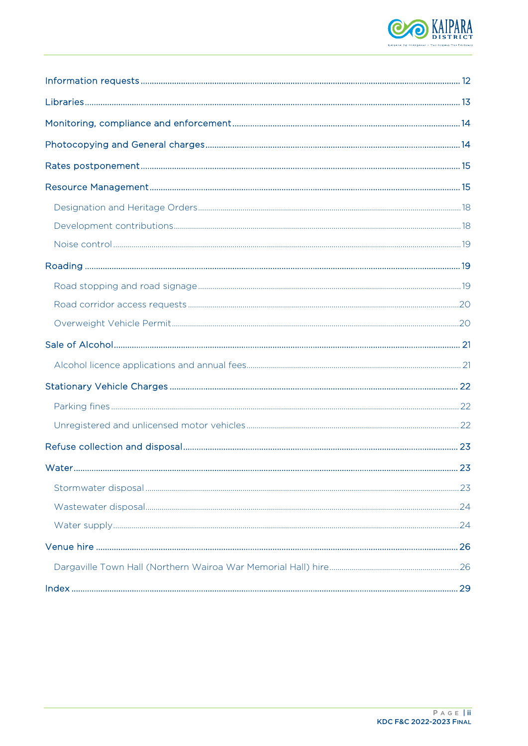Information requests ........ 12

Libraries ........ 13

Monitoring, compliance and enforcement ........ 14

Photocopying and General charges ........ 14

Rates postponement ........ 15

Resource Management ........ 15

- Designation and Heritage Orders ........ 18
- Development contributions ........ 18
- Noise control ........ 19

Roading ........ 19

- Road stopping and road signage ........ 19
- Road corridor access requests ........ 20
- Overweight Vehicle Permit ........ 20

Sale of Alcohol ........ 21

- Alcohol licence applications and annual fees ........ 21

Stationary Vehicle Charges ........ 22

- Parking fines ........ 22
- Unregistered and unlicensed motor vehicles ........ 22

Refuse collection and disposal ........ 23

Water ........ 23

- Stormwater disposal ........ 23
- Wastewater disposal ........ 24
- Water supply ........ 24

Venue hire ........ 26

- Dargaville Town Hall (Northern Wairoa War Memorial Hall) hire ........ 26

Index ........ 29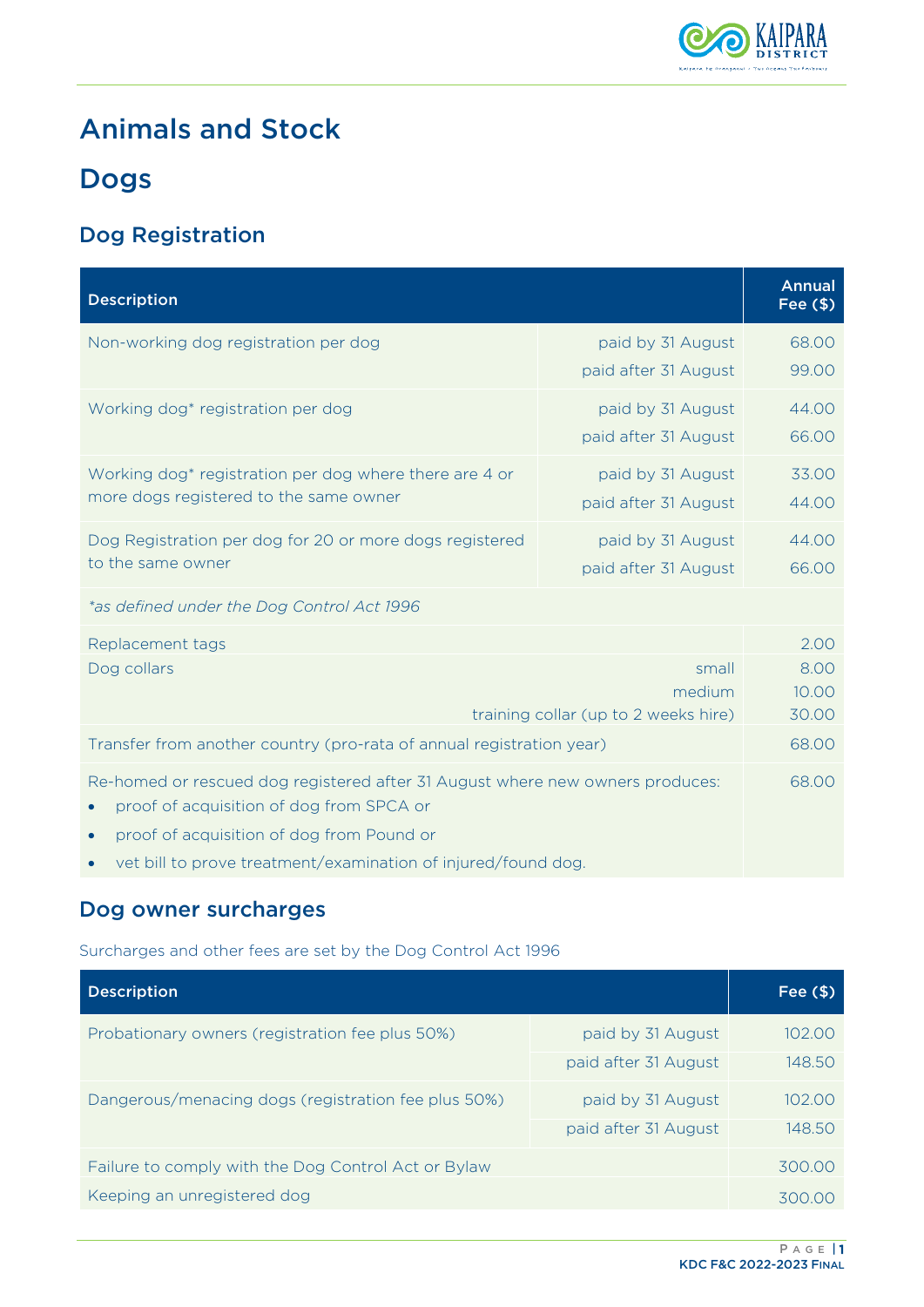# Animals and Stock

## Dogs

### Dog Registration

| Description | | Annual Fee ($) |
|---|---|---|
| Non-working dog registration per dog | paid by 31 August | 68.00 |
| | paid after 31 August | 99.00 |
| Working dog* registration per dog | paid by 31 August | 44.00 |
| | paid after 31 August | 66.00 |
| Working dog* registration per dog where there are 4 or more dogs registered to the same owner | paid by 31 August | 33.00 |
| | paid after 31 August | 44.00 |
| Dog Registration per dog for 20 or more dogs registered to the same owner | paid by 31 August | 44.00 |
| | paid after 31 August | 66.00 |
| *\*as defined under the Dog Control Act 1996* | | |
| Replacement tags | | 2.00 |
| Dog collars | small | 8.00 |
| | medium | 10.00 |
| | training collar (up to 2 weeks hire) | 30.00 |
| Transfer from another country (pro-rata of annual registration year) | | 68.00 |
| Re-homed or rescued dog registered after 31 August where new owners produces:<br>• proof of acquisition of dog from SPCA or<br>• proof of acquisition of dog from Pound or<br>• vet bill to prove treatment/examination of injured/found dog. | | 68.00 |

### Dog owner surcharges

Surcharges and other fees are set by the Dog Control Act 1996

| Description | | Fee ($) |
|---|---|---|
| Probationary owners (registration fee plus 50%) | paid by 31 August | 102.00 |
| | paid after 31 August | 148.50 |
| Dangerous/menacing dogs (registration fee plus 50%) | paid by 31 August | 102.00 |
| | paid after 31 August | 148.50 |
| Failure to comply with the Dog Control Act or Bylaw | | 300.00 |
| Keeping an unregistered dog | | 300.00 |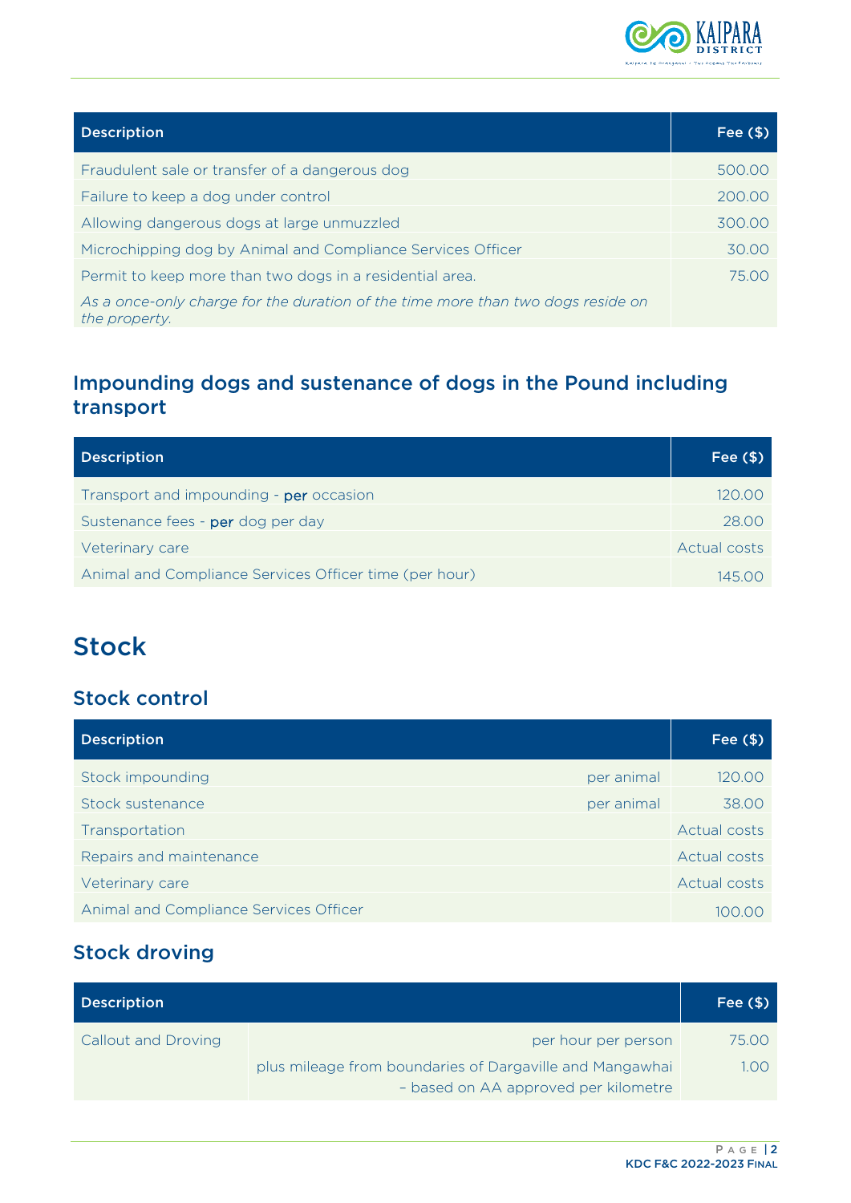| Description | Fee ($) |
|---|---|
| Fraudulent sale or transfer of a dangerous dog | 500.00 |
| Failure to keep a dog under control | 200.00 |
| Allowing dangerous dogs at large unmuzzled | 300.00 |
| Microchipping dog by Animal and Compliance Services Officer | 30.00 |
| Permit to keep more than two dogs in a residential area. *As a once-only charge for the duration of the time more than two dogs reside on the property.* | 75.00 |

## Impounding dogs and sustenance of dogs in the Pound including transport

| Description | Fee ($) |
|---|---|
| Transport and impounding - per occasion | 120.00 |
| Sustenance fees - per dog per day | 28.00 |
| Veterinary care | Actual costs |
| Animal and Compliance Services Officer time (per hour) | 145.00 |

# Stock

## Stock control

| Description | | Fee ($) |
|---|---|---|
| Stock impounding | per animal | 120.00 |
| Stock sustenance | per animal | 38.00 |
| Transportation | | Actual costs |
| Repairs and maintenance | | Actual costs |
| Veterinary care | | Actual costs |
| Animal and Compliance Services Officer | | 100.00 |

## Stock droving

| Description | | Fee ($) |
|---|---|---|
| Callout and Droving | per hour per person | 75.00 |
| | plus mileage from boundaries of Dargaville and Mangawhai – based on AA approved per kilometre | 1.00 |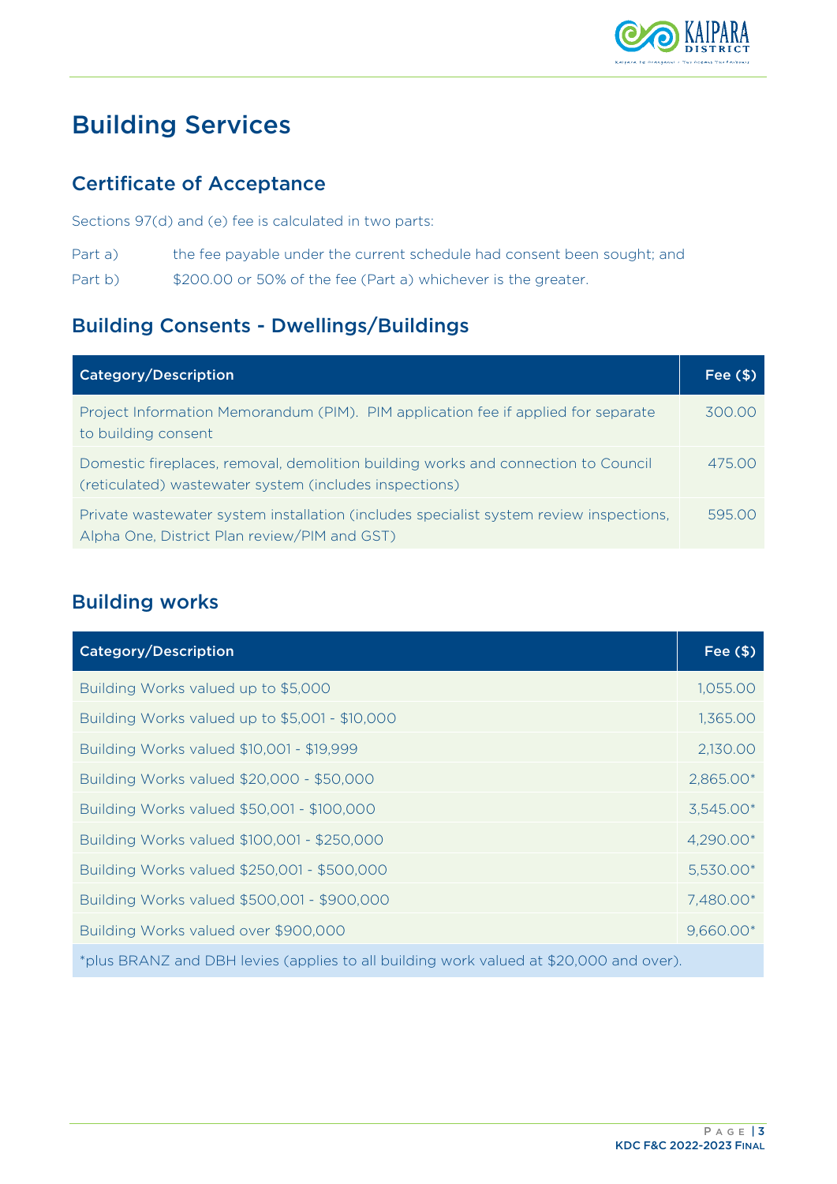# Building Services

## Certificate of Acceptance

Sections 97(d) and (e) fee is calculated in two parts:

Part a) the fee payable under the current schedule had consent been sought; and

Part b) $200.00 or 50% of the fee (Part a) whichever is the greater.

## Building Consents - Dwellings/Buildings

| Category/Description | Fee ($) |
|---|---|
| Project Information Memorandum (PIM). PIM application fee if applied for separate to building consent | 300.00 |
| Domestic fireplaces, removal, demolition building works and connection to Council (reticulated) wastewater system (includes inspections) | 475.00 |
| Private wastewater system installation (includes specialist system review inspections, Alpha One, District Plan review/PIM and GST) | 595.00 |

## Building works

| Category/Description | Fee ($) |
|---|---|
| Building Works valued up to $5,000 | 1,055.00 |
| Building Works valued up to $5,001 - $10,000 | 1,365.00 |
| Building Works valued $10,001 - $19,999 | 2,130.00 |
| Building Works valued $20,000 - $50,000 | 2,865.00* |
| Building Works valued $50,001 - $100,000 | 3,545.00* |
| Building Works valued $100,001 - $250,000 | 4,290.00* |
| Building Works valued $250,001 - $500,000 | 5,530.00* |
| Building Works valued $500,001 - $900,000 | 7,480.00* |
| Building Works valued over $900,000 | 9,660.00* |
| *plus BRANZ and DBH levies (applies to all building work valued at $20,000 and over). | |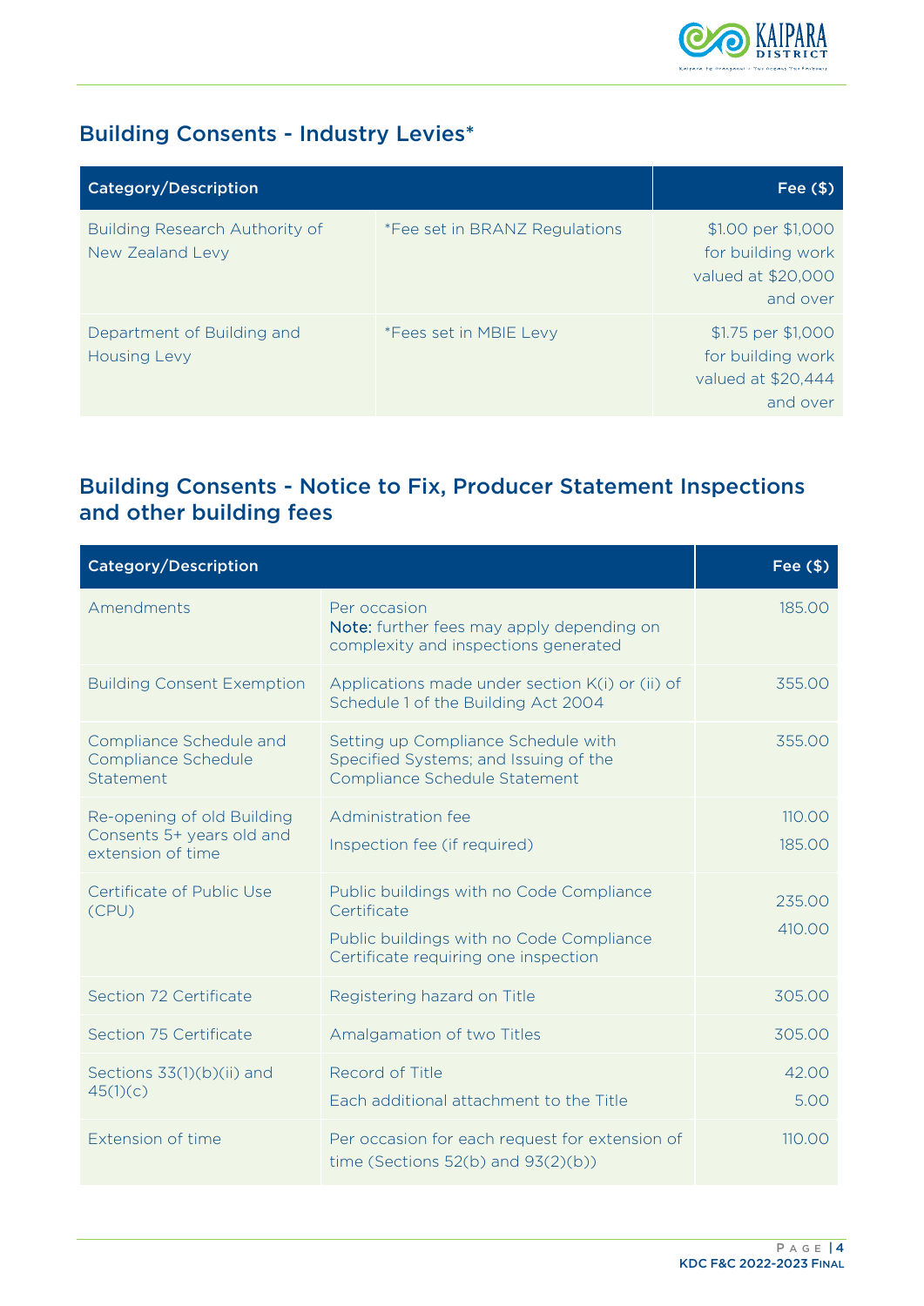## Building Consents - Industry Levies*

| Category/Description | | Fee ($) |
|---|---|---|
| Building Research Authority of New Zealand Levy | *Fee set in BRANZ Regulations | $1.00 per $1,000 for building work valued at $20,000 and over |
| Department of Building and Housing Levy | *Fees set in MBIE Levy | $1.75 per $1,000 for building work valued at $20,444 and over |

## Building Consents - Notice to Fix, Producer Statement Inspections and other building fees

| Category/Description | | Fee ($) |
|---|---|---|
| Amendments | Per occasion<br>**Note:** further fees may apply depending on complexity and inspections generated | 185.00 |
| Building Consent Exemption | Applications made under section K(i) or (ii) of Schedule 1 of the Building Act 2004 | 355.00 |
| Compliance Schedule and Compliance Schedule Statement | Setting up Compliance Schedule with Specified Systems; and Issuing of the Compliance Schedule Statement | 355.00 |
| Re-opening of old Building Consents 5+ years old and extension of time | Administration fee<br>Inspection fee (if required) | 110.00<br>185.00 |
| Certificate of Public Use (CPU) | Public buildings with no Code Compliance Certificate<br>Public buildings with no Code Compliance Certificate requiring one inspection | 235.00<br>410.00 |
| Section 72 Certificate | Registering hazard on Title | 305.00 |
| Section 75 Certificate | Amalgamation of two Titles | 305.00 |
| Sections 33(1)(b)(ii) and 45(1)(c) | Record of Title<br>Each additional attachment to the Title | 42.00<br>5.00 |
| Extension of time | Per occasion for each request for extension of time (Sections 52(b) and 93(2)(b)) | 110.00 |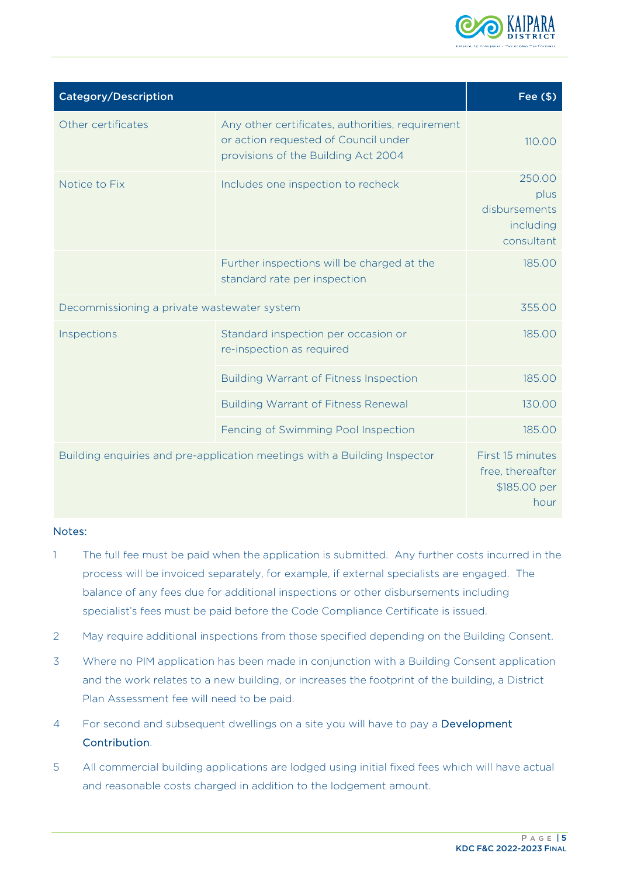| Category/Description | | Fee ($) |
|---|---|---|
| Other certificates | Any other certificates, authorities, requirement or action requested of Council under provisions of the Building Act 2004 | 110.00 |
| Notice to Fix | Includes one inspection to recheck | 250.00 plus disbursements including consultant |
| | Further inspections will be charged at the standard rate per inspection | 185.00 |
| Decommissioning a private wastewater system | | 355.00 |
| Inspections | Standard inspection per occasion or re-inspection as required | 185.00 |
| | Building Warrant of Fitness Inspection | 185.00 |
| | Building Warrant of Fitness Renewal | 130.00 |
| | Fencing of Swimming Pool Inspection | 185.00 |
| Building enquiries and pre-application meetings with a Building Inspector | | First 15 minutes free, thereafter $185.00 per hour |

Notes:

1. The full fee must be paid when the application is submitted. Any further costs incurred in the process will be invoiced separately, for example, if external specialists are engaged. The balance of any fees due for additional inspections or other disbursements including specialist's fees must be paid before the Code Compliance Certificate is issued.
2. May require additional inspections from those specified depending on the Building Consent.
3. Where no PIM application has been made in conjunction with a Building Consent application and the work relates to a new building, or increases the footprint of the building, a District Plan Assessment fee will need to be paid.
4. For second and subsequent dwellings on a site you will have to pay a Development Contribution.
5. All commercial building applications are lodged using initial fixed fees which will have actual and reasonable costs charged in addition to the lodgement amount.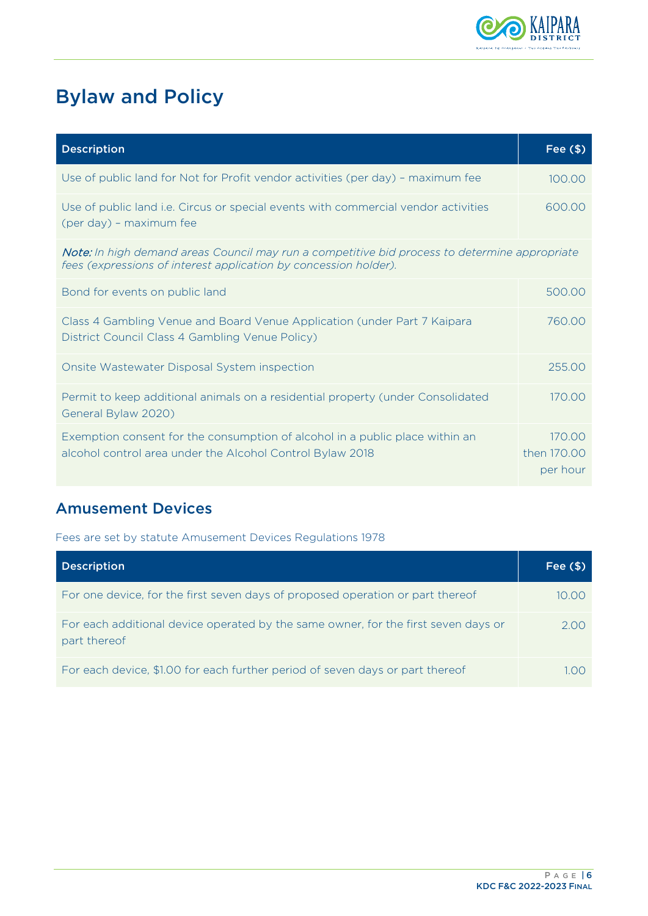# Bylaw and Policy

| Description | Fee ($) |
|---|---|
| Use of public land for Not for Profit vendor activities (per day) – maximum fee | 100.00 |
| Use of public land i.e. Circus or special events with commercial vendor activities (per day) – maximum fee | 600.00 |
| ***Note:*** *In high demand areas Council may run a competitive bid process to determine appropriate fees (expressions of interest application by concession holder).* | |
| Bond for events on public land | 500.00 |
| Class 4 Gambling Venue and Board Venue Application (under Part 7 Kaipara District Council Class 4 Gambling Venue Policy) | 760.00 |
| Onsite Wastewater Disposal System inspection | 255.00 |
| Permit to keep additional animals on a residential property (under Consolidated General Bylaw 2020) | 170.00 |
| Exemption consent for the consumption of alcohol in a public place within an alcohol control area under the Alcohol Control Bylaw 2018 | 170.00 then 170.00 per hour |

## Amusement Devices

Fees are set by statute Amusement Devices Regulations 1978

| Description | Fee ($) |
|---|---|
| For one device, for the first seven days of proposed operation or part thereof | 10.00 |
| For each additional device operated by the same owner, for the first seven days or part thereof | 2.00 |
| For each device, $1.00 for each further period of seven days or part thereof | 1.00 |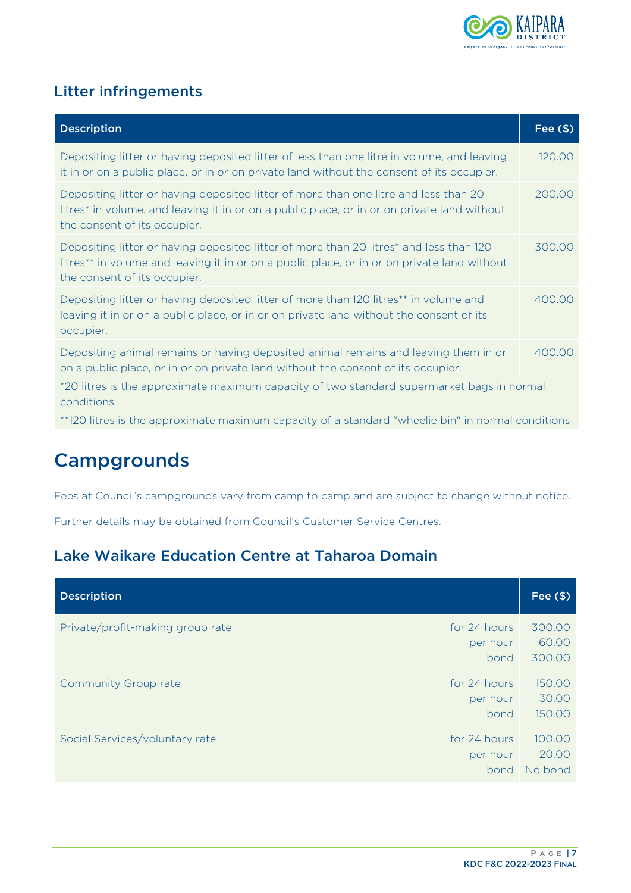## Litter infringements

| Description | Fee ($) |
|---|---|
| Depositing litter or having deposited litter of less than one litre in volume, and leaving it in or on a public place, or in or on private land without the consent of its occupier. | 120.00 |
| Depositing litter or having deposited litter of more than one litre and less than 20 litres* in volume, and leaving it in or on a public place, or in or on private land without the consent of its occupier. | 200.00 |
| Depositing litter or having deposited litter of more than 20 litres* and less than 120 litres** in volume and leaving it in or on a public place, or in or on private land without the consent of its occupier. | 300.00 |
| Depositing litter or having deposited litter of more than 120 litres** in volume and leaving it in or on a public place, or in or on private land without the consent of its occupier. | 400.00 |
| Depositing animal remains or having deposited animal remains and leaving them in or on a public place, or in or on private land without the consent of its occupier. | 400.00 |
| *20 litres is the approximate maximum capacity of two standard supermarket bags in normal conditions | |
| **120 litres is the approximate maximum capacity of a standard "wheelie bin" in normal conditions | |

# Campgrounds

Fees at Council's campgrounds vary from camp to camp and are subject to change without notice.

Further details may be obtained from Council's Customer Service Centres.

## Lake Waikare Education Centre at Taharoa Domain

| Description | | Fee ($) |
|---|---|---|
| Private/profit-making group rate | for 24 hours<br>per hour<br>bond | 300.00<br>60.00<br>300.00 |
| Community Group rate | for 24 hours<br>per hour<br>bond | 150.00<br>30.00<br>150.00 |
| Social Services/voluntary rate | for 24 hours<br>per hour<br>bond | 100.00<br>20.00<br>No bond |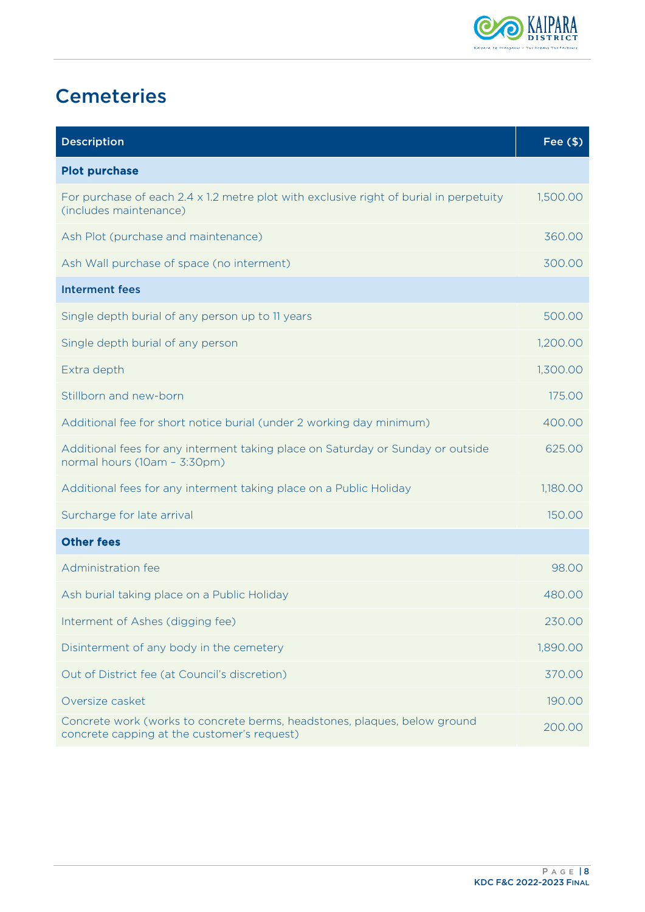# Cemeteries

| Description | Fee ($) |
|---|---|
| **Plot purchase** | |
| For purchase of each 2.4 x 1.2 metre plot with exclusive right of burial in perpetuity (includes maintenance) | 1,500.00 |
| Ash Plot (purchase and maintenance) | 360.00 |
| Ash Wall purchase of space (no interment) | 300.00 |
| **Interment fees** | |
| Single depth burial of any person up to 11 years | 500.00 |
| Single depth burial of any person | 1,200.00 |
| Extra depth | 1,300.00 |
| Stillborn and new-born | 175.00 |
| Additional fee for short notice burial (under 2 working day minimum) | 400.00 |
| Additional fees for any interment taking place on Saturday or Sunday or outside normal hours (10am – 3:30pm) | 625.00 |
| Additional fees for any interment taking place on a Public Holiday | 1,180.00 |
| Surcharge for late arrival | 150.00 |
| **Other fees** | |
| Administration fee | 98.00 |
| Ash burial taking place on a Public Holiday | 480.00 |
| Interment of Ashes (digging fee) | 230.00 |
| Disinterment of any body in the cemetery | 1,890.00 |
| Out of District fee (at Council's discretion) | 370.00 |
| Oversize casket | 190.00 |
| Concrete work (works to concrete berms, headstones, plaques, below ground concrete capping at the customer's request) | 200.00 |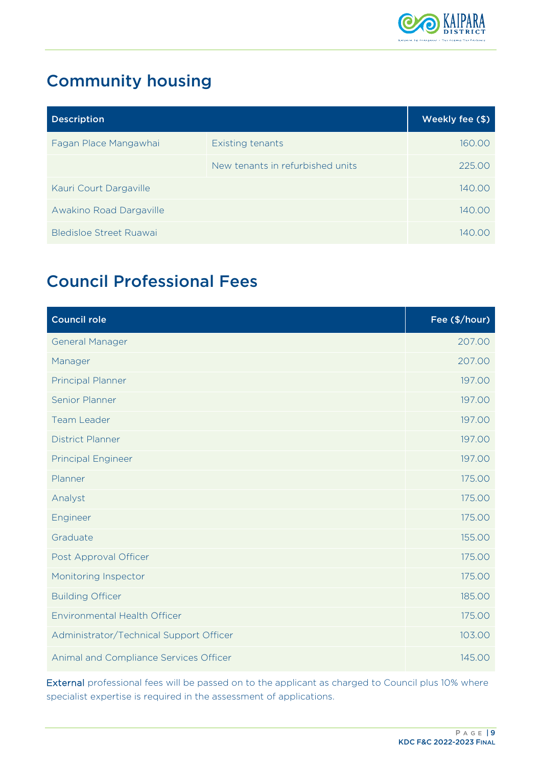# Community housing

| Description | | Weekly fee ($) |
|---|---|---|
| Fagan Place Mangawhai | Existing tenants | 160.00 |
| | New tenants in refurbished units | 225.00 |
| Kauri Court Dargaville | | 140.00 |
| Awakino Road Dargaville | | 140.00 |
| Bledisloe Street Ruawai | | 140.00 |

# Council Professional Fees

| Council role | Fee ($/hour) |
|---|---|
| General Manager | 207.00 |
| Manager | 207.00 |
| Principal Planner | 197.00 |
| Senior Planner | 197.00 |
| Team Leader | 197.00 |
| District Planner | 197.00 |
| Principal Engineer | 197.00 |
| Planner | 175.00 |
| Analyst | 175.00 |
| Engineer | 175.00 |
| Graduate | 155.00 |
| Post Approval Officer | 175.00 |
| Monitoring Inspector | 175.00 |
| Building Officer | 185.00 |
| Environmental Health Officer | 175.00 |
| Administrator/Technical Support Officer | 103.00 |
| Animal and Compliance Services Officer | 145.00 |

External professional fees will be passed on to the applicant as charged to Council plus 10% where specialist expertise is required in the assessment of applications.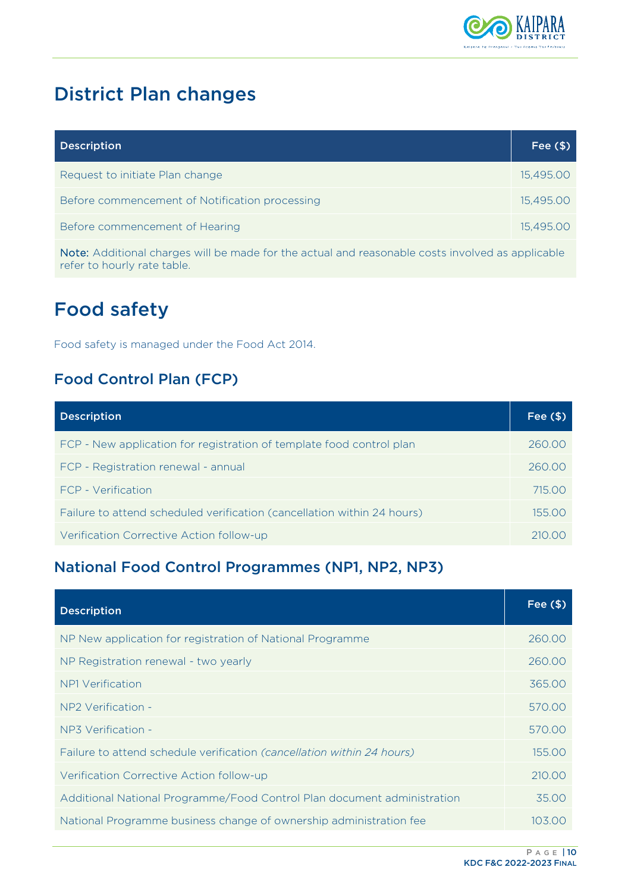# District Plan changes

| Description | Fee ($) |
|---|---|
| Request to initiate Plan change | 15,495.00 |
| Before commencement of Notification processing | 15,495.00 |
| Before commencement of Hearing | 15,495.00 |
| **Note:** Additional charges will be made for the actual and reasonable costs involved as applicable refer to hourly rate table. | |

# Food safety

Food safety is managed under the Food Act 2014.

## Food Control Plan (FCP)

| Description | Fee ($) |
|---|---|
| FCP - New application for registration of template food control plan | 260.00 |
| FCP - Registration renewal - annual | 260.00 |
| FCP - Verification | 715.00 |
| Failure to attend scheduled verification (cancellation within 24 hours) | 155.00 |
| Verification Corrective Action follow-up | 210.00 |

## National Food Control Programmes (NP1, NP2, NP3)

| Description | Fee ($) |
|---|---|
| NP New application for registration of National Programme | 260.00 |
| NP Registration renewal - two yearly | 260.00 |
| NP1 Verification | 365.00 |
| NP2 Verification - | 570.00 |
| NP3 Verification - | 570.00 |
| Failure to attend schedule verification *(cancellation within 24 hours)* | 155.00 |
| Verification Corrective Action follow-up | 210.00 |
| Additional National Programme/Food Control Plan document administration | 35.00 |
| National Programme business change of ownership administration fee | 103.00 |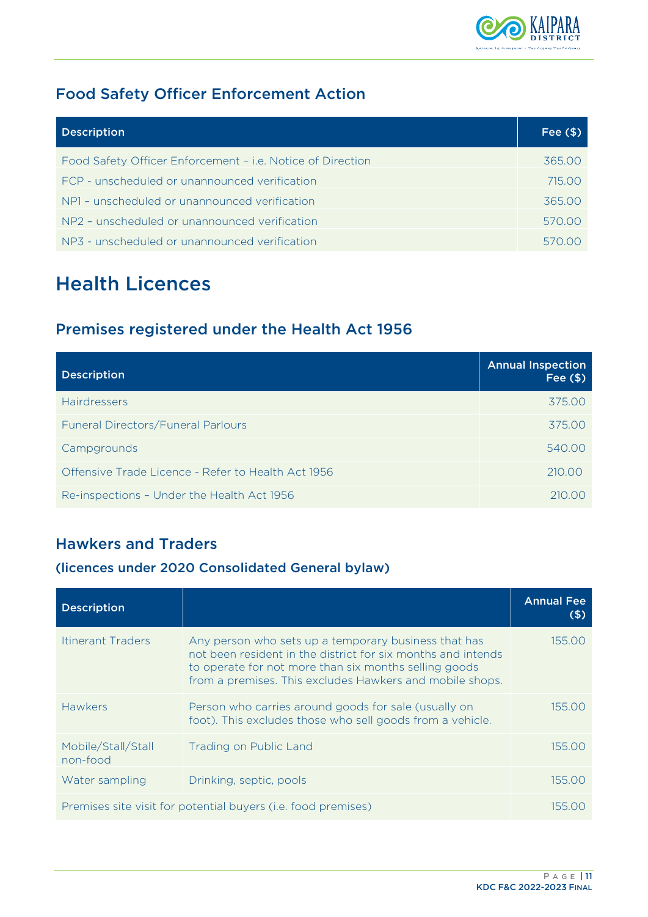## Food Safety Officer Enforcement Action

| Description | Fee ($) |
| --- | --- |
| Food Safety Officer Enforcement – i.e. Notice of Direction | 365.00 |
| FCP - unscheduled or unannounced verification | 715.00 |
| NP1 – unscheduled or unannounced verification | 365.00 |
| NP2 – unscheduled or unannounced verification | 570.00 |
| NP3 - unscheduled or unannounced verification | 570.00 |

# Health Licences

## Premises registered under the Health Act 1956

| Description | Annual Inspection Fee ($) |
| --- | --- |
| Hairdressers | 375.00 |
| Funeral Directors/Funeral Parlours | 375.00 |
| Campgrounds | 540.00 |
| Offensive Trade Licence - Refer to Health Act 1956 | 210.00 |
| Re-inspections – Under the Health Act 1956 | 210.00 |

## Hawkers and Traders

### (licences under 2020 Consolidated General bylaw)

| Description | | Annual Fee ($) |
| --- | --- | --- |
| Itinerant Traders | Any person who sets up a temporary business that has not been resident in the district for six months and intends to operate for not more than six months selling goods from a premises. This excludes Hawkers and mobile shops. | 155.00 |
| Hawkers | Person who carries around goods for sale (usually on foot). This excludes those who sell goods from a vehicle. | 155.00 |
| Mobile/Stall/Stall non-food | Trading on Public Land | 155.00 |
| Water sampling | Drinking, septic, pools | 155.00 |
| Premises site visit for potential buyers (i.e. food premises) | | 155.00 |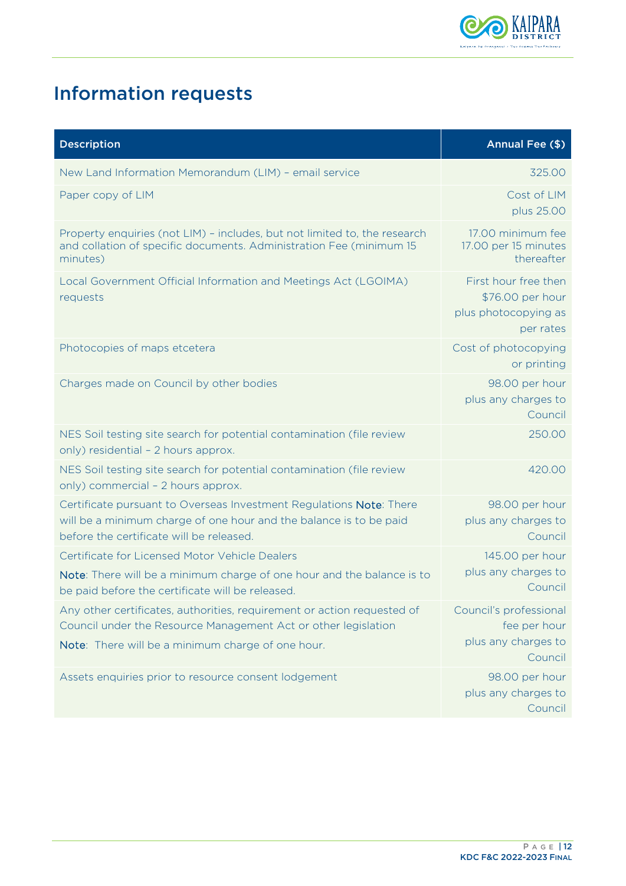# Information requests

| Description | Annual Fee ($) |
|---|---|
| New Land Information Memorandum (LIM) – email service | 325.00 |
| Paper copy of LIM | Cost of LIM plus 25.00 |
| Property enquiries (not LIM) – includes, but not limited to, the research and collation of specific documents. Administration Fee (minimum 15 minutes) | 17.00 minimum fee 17.00 per 15 minutes thereafter |
| Local Government Official Information and Meetings Act (LGOIMA) requests | First hour free then $76.00 per hour plus photocopying as per rates |
| Photocopies of maps etcetera | Cost of photocopying or printing |
| Charges made on Council by other bodies | 98.00 per hour plus any charges to Council |
| NES Soil testing site search for potential contamination (file review only) residential – 2 hours approx. | 250.00 |
| NES Soil testing site search for potential contamination (file review only) commercial – 2 hours approx. | 420.00 |
| Certificate pursuant to Overseas Investment Regulations **Note**: There will be a minimum charge of one hour and the balance is to be paid before the certificate will be released. | 98.00 per hour plus any charges to Council |
| Certificate for Licensed Motor Vehicle Dealers **Note**: There will be a minimum charge of one hour and the balance is to be paid before the certificate will be released. | 145.00 per hour plus any charges to Council |
| Any other certificates, authorities, requirement or action requested of Council under the Resource Management Act or other legislation **Note**: There will be a minimum charge of one hour. | Council's professional fee per hour plus any charges to Council |
| Assets enquiries prior to resource consent lodgement | 98.00 per hour plus any charges to Council |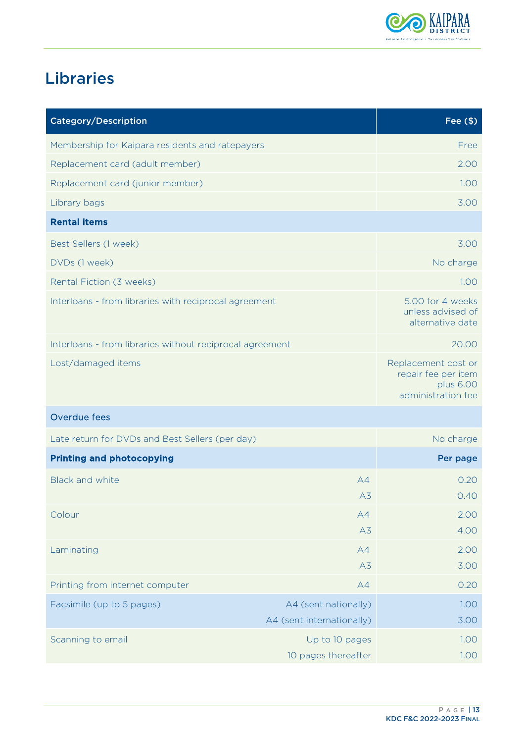# Libraries

| Category/Description | | Fee ($) |
|---|---|---|
| Membership for Kaipara residents and ratepayers | | Free |
| Replacement card (adult member) | | 2.00 |
| Replacement card (junior member) | | 1.00 |
| Library bags | | 3.00 |
| **Rental items** | | |
| Best Sellers (1 week) | | 3.00 |
| DVDs (1 week) | | No charge |
| Rental Fiction (3 weeks) | | 1.00 |
| Interloans - from libraries with reciprocal agreement | | 5.00 for 4 weeks unless advised of alternative date |
| Interloans - from libraries without reciprocal agreement | | 20.00 |
| Lost/damaged items | | Replacement cost or repair fee per item plus 6.00 administration fee |
| Overdue fees | | |
| Late return for DVDs and Best Sellers (per day) | | No charge |
| **Printing and photocopying** | | **Per page** |
| Black and white | A4 | 0.20 |
| | A3 | 0.40 |
| Colour | A4 | 2.00 |
| | A3 | 4.00 |
| Laminating | A4 | 2.00 |
| | A3 | 3.00 |
| Printing from internet computer | A4 | 0.20 |
| Facsimile (up to 5 pages) | A4 (sent nationally) | 1.00 |
| | A4 (sent internationally) | 3.00 |
| Scanning to email | Up to 10 pages | 1.00 |
| | 10 pages thereafter | 1.00 |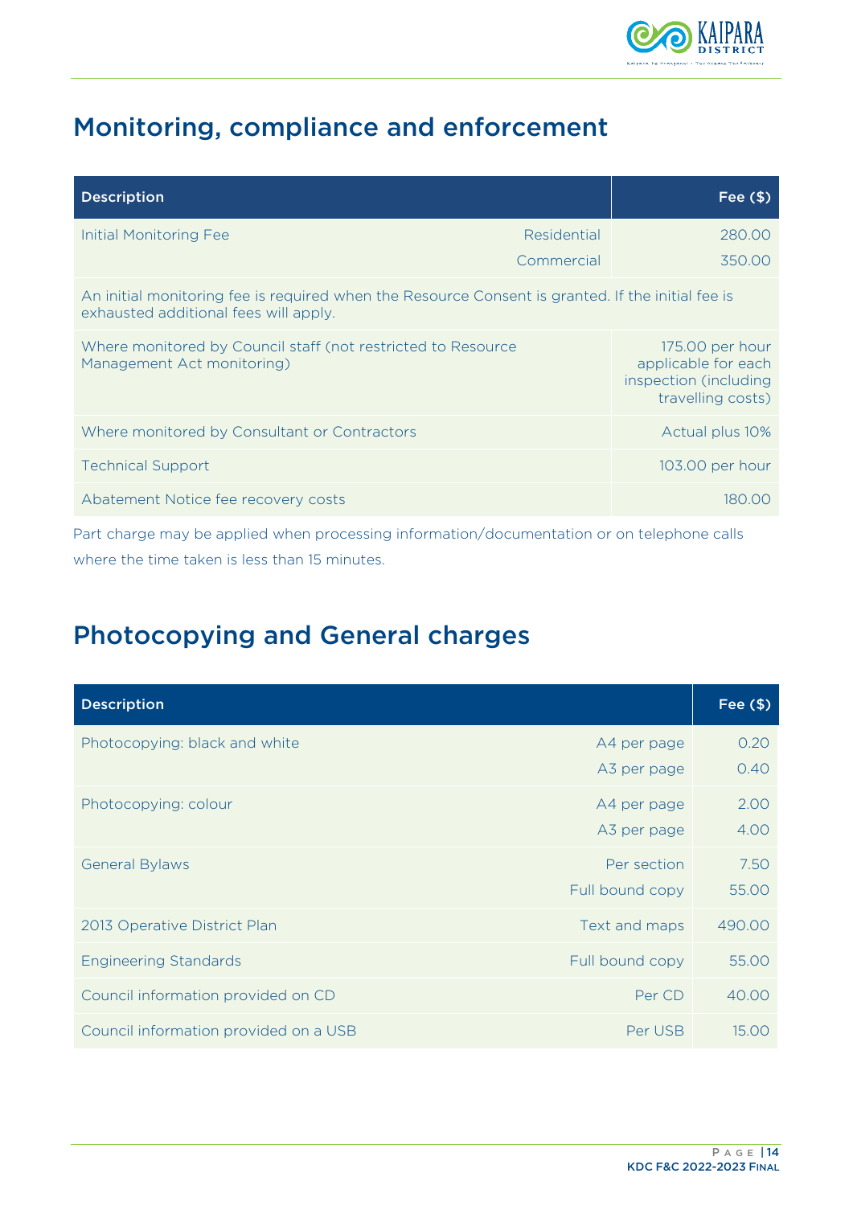## Monitoring, compliance and enforcement

| Description | | Fee ($) |
|---|---|---|
| Initial Monitoring Fee | Residential | 280.00 |
| | Commercial | 350.00 |
| An initial monitoring fee is required when the Resource Consent is granted. If the initial fee is exhausted additional fees will apply. | | |
| Where monitored by Council staff (not restricted to Resource Management Act monitoring) | | 175.00 per hour applicable for each inspection (including travelling costs) |
| Where monitored by Consultant or Contractors | | Actual plus 10% |
| Technical Support | | 103.00 per hour |
| Abatement Notice fee recovery costs | | 180.00 |

Part charge may be applied when processing information/documentation or on telephone calls where the time taken is less than 15 minutes.

## Photocopying and General charges

| Description | | Fee ($) |
|---|---|---|
| Photocopying: black and white | A4 per page | 0.20 |
| | A3 per page | 0.40 |
| Photocopying: colour | A4 per page | 2.00 |
| | A3 per page | 4.00 |
| General Bylaws | Per section | 7.50 |
| | Full bound copy | 55.00 |
| 2013 Operative District Plan | Text and maps | 490.00 |
| Engineering Standards | Full bound copy | 55.00 |
| Council information provided on CD | Per CD | 40.00 |
| Council information provided on a USB | Per USB | 15.00 |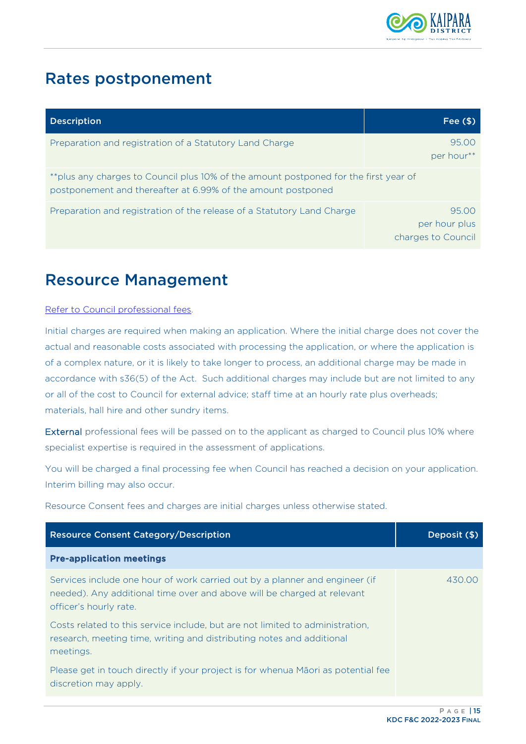# Rates postponement

| Description | Fee ($) |
|---|---|
| Preparation and registration of a Statutory Land Charge | 95.00 per hour** |
| **plus any charges to Council plus 10% of the amount postponed for the first year of postponement and thereafter at 6.99% of the amount postponed | |
| Preparation and registration of the release of a Statutory Land Charge | 95.00 per hour plus charges to Council |

# Resource Management

Refer to Council professional fees.

Initial charges are required when making an application. Where the initial charge does not cover the actual and reasonable costs associated with processing the application, or where the application is of a complex nature, or it is likely to take longer to process, an additional charge may be made in accordance with s36(5) of the Act. Such additional charges may include but are not limited to any or all of the cost to Council for external advice; staff time at an hourly rate plus overheads; materials, hall hire and other sundry items.

External professional fees will be passed on to the applicant as charged to Council plus 10% where specialist expertise is required in the assessment of applications.

You will be charged a final processing fee when Council has reached a decision on your application. Interim billing may also occur.

Resource Consent fees and charges are initial charges unless otherwise stated.

| Resource Consent Category/Description | Deposit ($) |
|---|---|
| **Pre-application meetings** | |
| Services include one hour of work carried out by a planner and engineer (if needed). Any additional time over and above will be charged at relevant officer's hourly rate.<br><br>Costs related to this service include, but are not limited to administration, research, meeting time, writing and distributing notes and additional meetings.<br><br>Please get in touch directly if your project is for whenua Māori as potential fee discretion may apply. | 430.00 |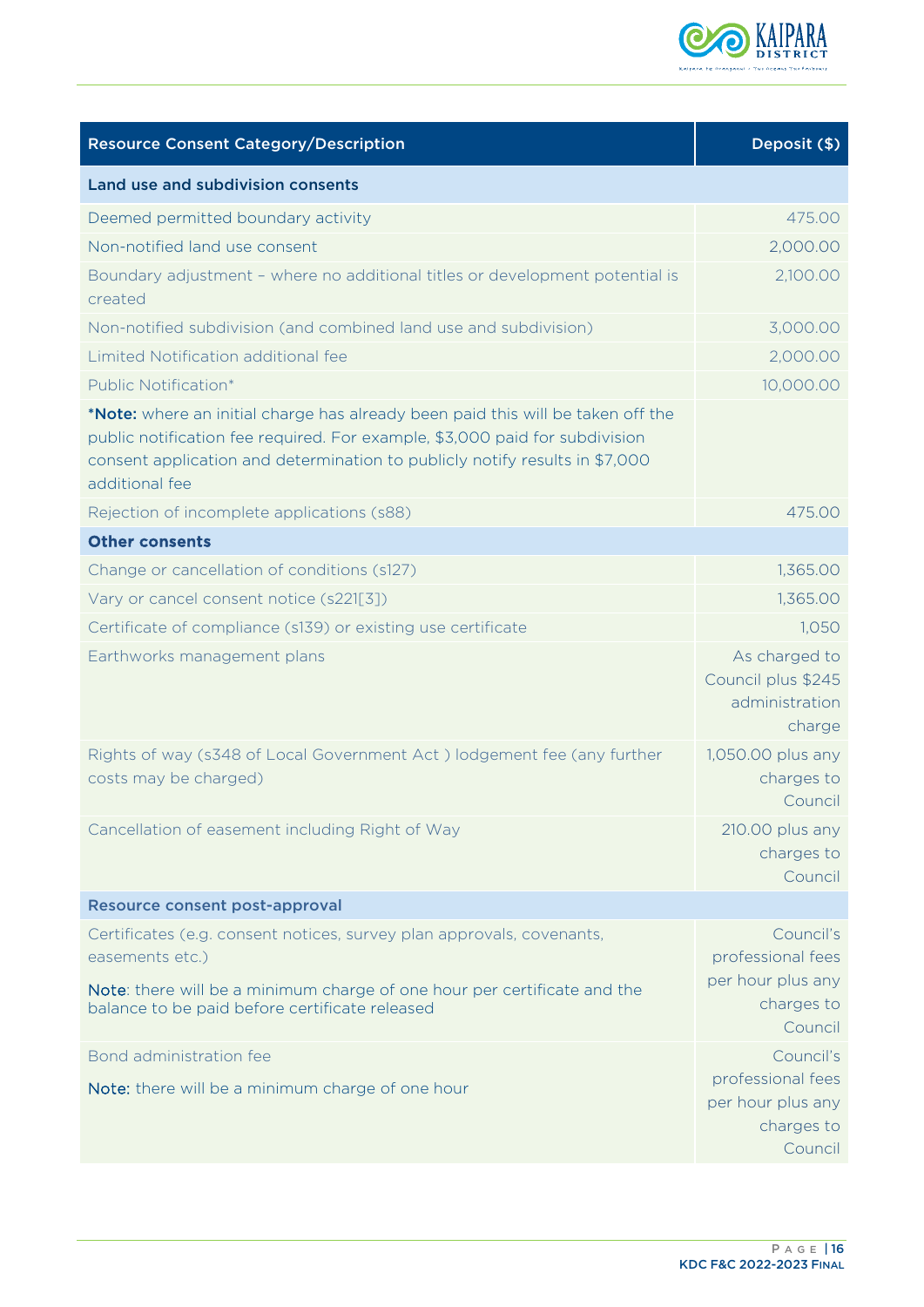| Resource Consent Category/Description | Deposit ($) |
|---|---|
| **Land use and subdivision consents** | |
| Deemed permitted boundary activity | 475.00 |
| Non-notified land use consent | 2,000.00 |
| Boundary adjustment – where no additional titles or development potential is created | 2,100.00 |
| Non-notified subdivision (and combined land use and subdivision) | 3,000.00 |
| Limited Notification additional fee | 2,000.00 |
| Public Notification* | 10,000.00 |
| ***Note:** where an initial charge has already been paid this will be taken off the public notification fee required. For example, $3,000 paid for subdivision consent application and determination to publicly notify results in $7,000 additional fee | |
| Rejection of incomplete applications (s88) | 475.00 |
| **Other consents** | |
| Change or cancellation of conditions (s127) | 1,365.00 |
| Vary or cancel consent notice (s221[3]) | 1,365.00 |
| Certificate of compliance (s139) or existing use certificate | 1,050 |
| Earthworks management plans | As charged to Council plus $245 administration charge |
| Rights of way (s348 of Local Government Act ) lodgement fee (any further costs may be charged) | 1,050.00 plus any charges to Council |
| Cancellation of easement including Right of Way | 210.00 plus any charges to Council |
| **Resource consent post-approval** | |
| Certificates (e.g. consent notices, survey plan approvals, covenants, easements etc.)<br><br>Note: there will be a minimum charge of one hour per certificate and the balance to be paid before certificate released | Council's professional fees per hour plus any charges to Council |
| Bond administration fee<br><br>Note: there will be a minimum charge of one hour | Council's professional fees per hour plus any charges to Council |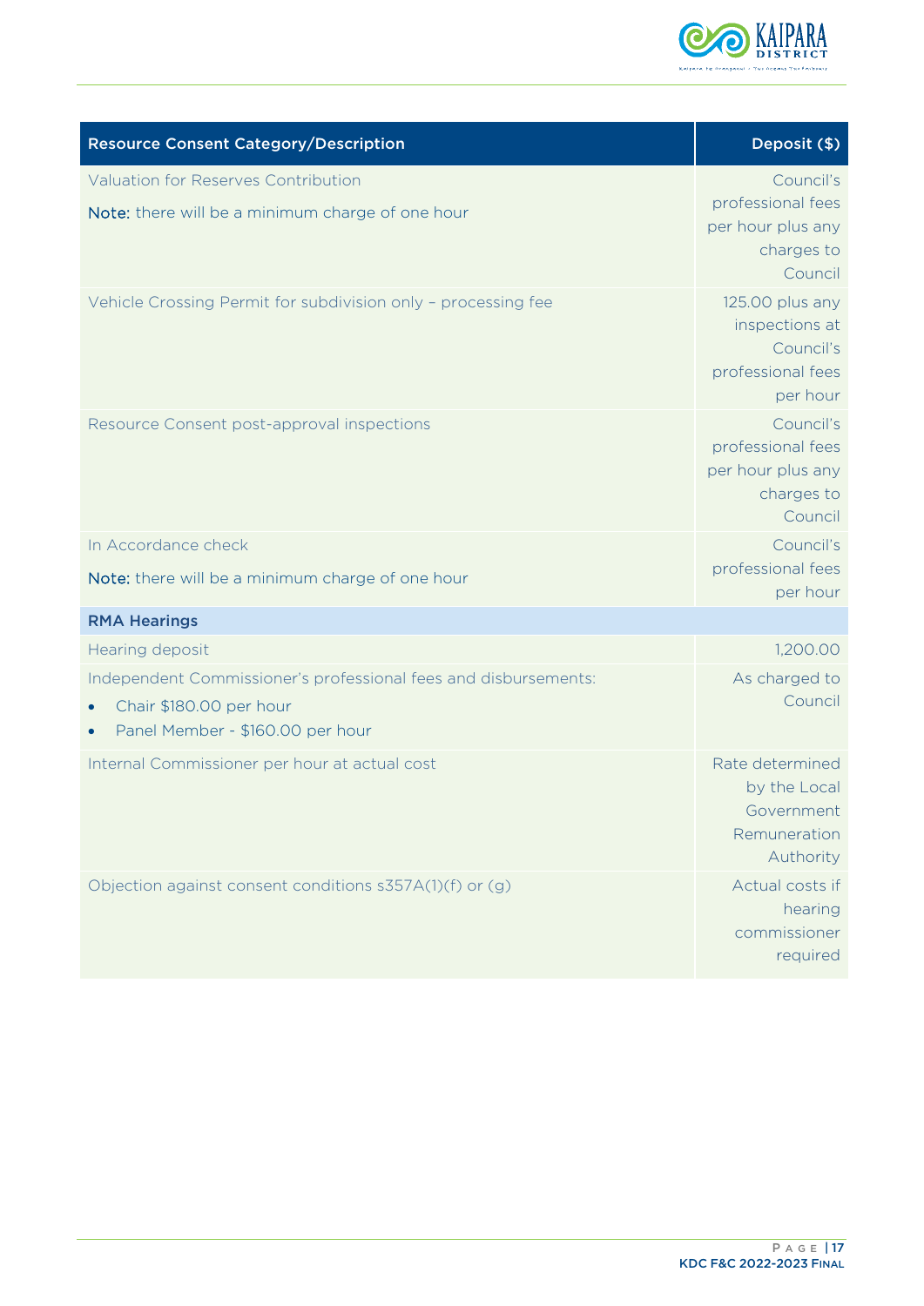| Resource Consent Category/Description | Deposit ($) |
|---|---|
| Valuation for Reserves Contribution<br><br>**Note:** there will be a minimum charge of one hour | Council's professional fees per hour plus any charges to Council |
| Vehicle Crossing Permit for subdivision only – processing fee | 125.00 plus any inspections at Council's professional fees per hour |
| Resource Consent post-approval inspections | Council's professional fees per hour plus any charges to Council |
| In Accordance check<br><br>**Note:** there will be a minimum charge of one hour | Council's professional fees per hour |
| **RMA Hearings** | |
| Hearing deposit | 1,200.00 |
| Independent Commissioner's professional fees and disbursements:<br>• Chair $180.00 per hour<br>• Panel Member - $160.00 per hour | As charged to Council |
| Internal Commissioner per hour at actual cost | Rate determined by the Local Government Remuneration Authority |
| Objection against consent conditions s357A(1)(f) or (g) | Actual costs if hearing commissioner required |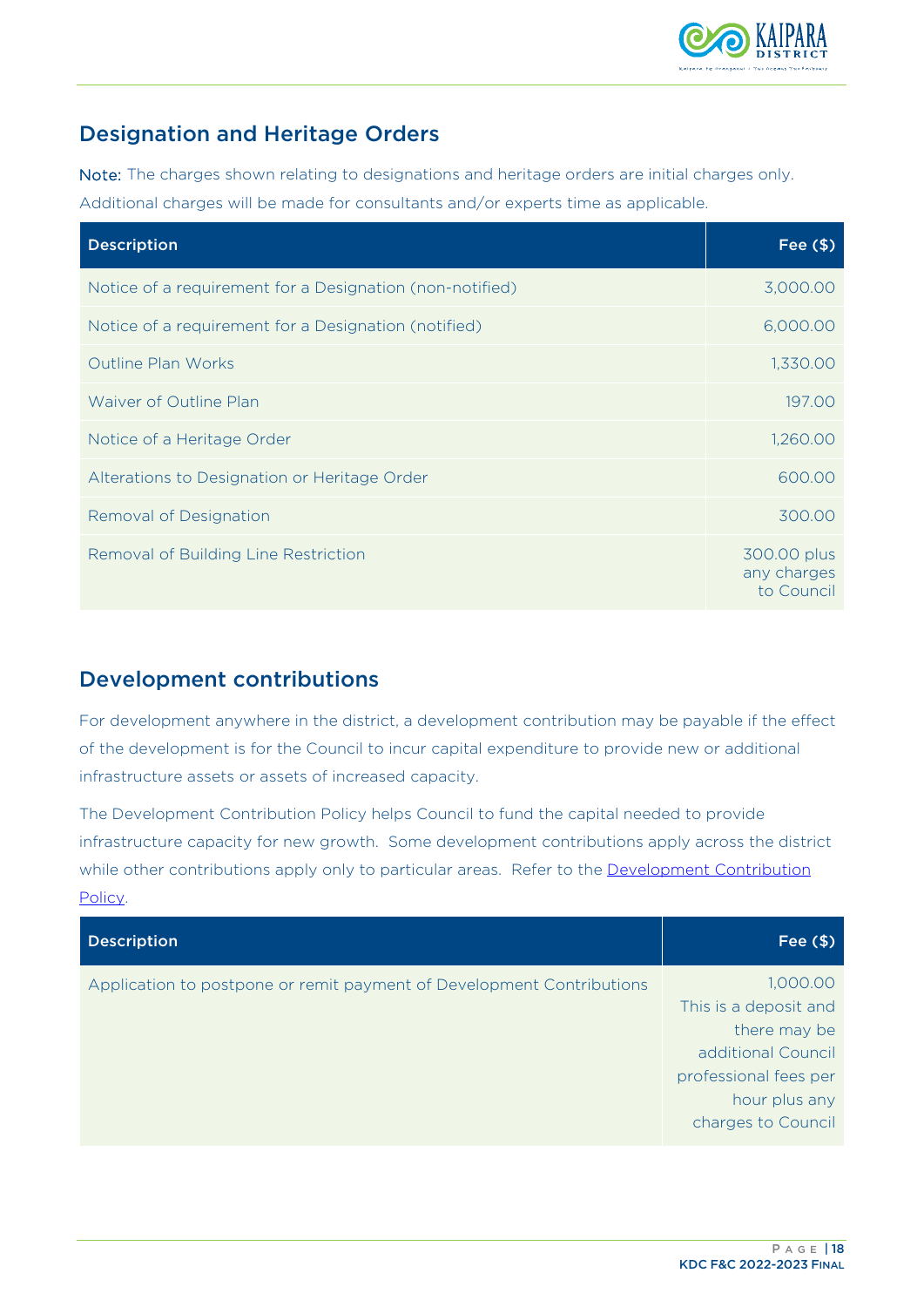## Designation and Heritage Orders

**Note:** The charges shown relating to designations and heritage orders are initial charges only. Additional charges will be made for consultants and/or experts time as applicable.

| Description | Fee ($) |
|---|---|
| Notice of a requirement for a Designation (non-notified) | 3,000.00 |
| Notice of a requirement for a Designation (notified) | 6,000.00 |
| Outline Plan Works | 1,330.00 |
| Waiver of Outline Plan | 197.00 |
| Notice of a Heritage Order | 1,260.00 |
| Alterations to Designation or Heritage Order | 600.00 |
| Removal of Designation | 300.00 |
| Removal of Building Line Restriction | 300.00 plus any charges to Council |

## Development contributions

For development anywhere in the district, a development contribution may be payable if the effect of the development is for the Council to incur capital expenditure to provide new or additional infrastructure assets or assets of increased capacity.

The Development Contribution Policy helps Council to fund the capital needed to provide infrastructure capacity for new growth. Some development contributions apply across the district while other contributions apply only to particular areas. Refer to the Development Contribution Policy.

| Description | Fee ($) |
|---|---|
| Application to postpone or remit payment of Development Contributions | 1,000.00 This is a deposit and there may be additional Council professional fees per hour plus any charges to Council |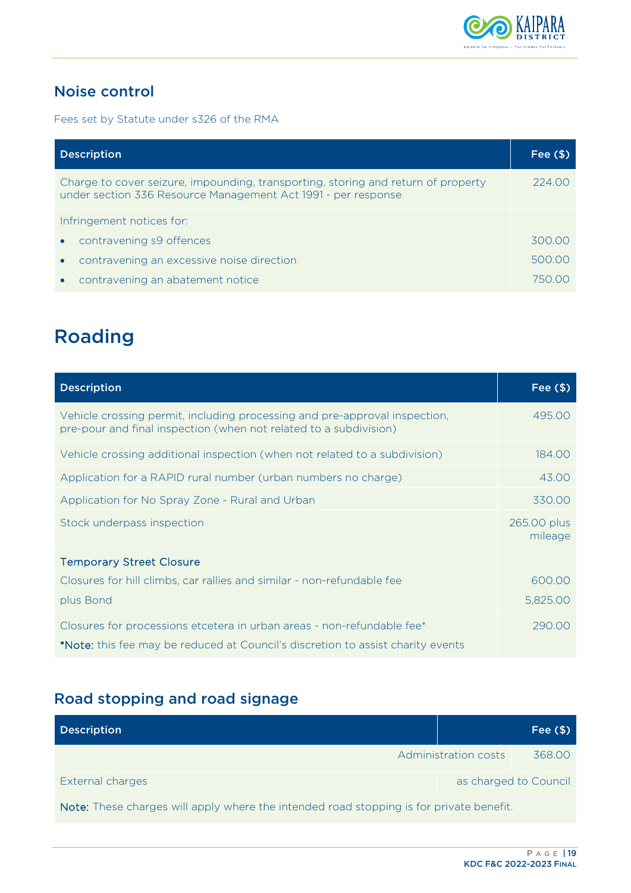## Noise control

Fees set by Statute under s326 of the RMA

| Description | Fee ($) |
|---|---|
| Charge to cover seizure, impounding, transporting, storing and return of property under section 336 Resource Management Act 1991 - per response | 224.00 |
| Infringement notices for: | |
| • contravening s9 offences | 300.00 |
| • contravening an excessive noise direction | 500.00 |
| • contravening an abatement notice | 750.00 |

# Roading

| Description | Fee ($) |
|---|---|
| Vehicle crossing permit, including processing and pre-approval inspection, pre-pour and final inspection (when not related to a subdivision) | 495.00 |
| Vehicle crossing additional inspection (when not related to a subdivision) | 184.00 |
| Application for a RAPID rural number (urban numbers no charge) | 43.00 |
| Application for No Spray Zone - Rural and Urban | 330.00 |
| Stock underpass inspection | 265.00 plus mileage |
| **Temporary Street Closure** | |
| Closures for hill climbs, car rallies and similar - non-refundable fee | 600.00 |
| plus Bond | 5,825.00 |
| Closures for procession etcetera in urban areas - non-refundable fee* <br> ***Note:** this fee may be reduced at Council's discretion to assist charity events | 290.00 |

## Road stopping and road signage

| Description | | Fee ($) |
|---|---|---|
| | Administration costs | 368.00 |
| External charges | as charged to Council | |
| **Note:** These charges will apply where the intended road stopping is for private benefit. | | |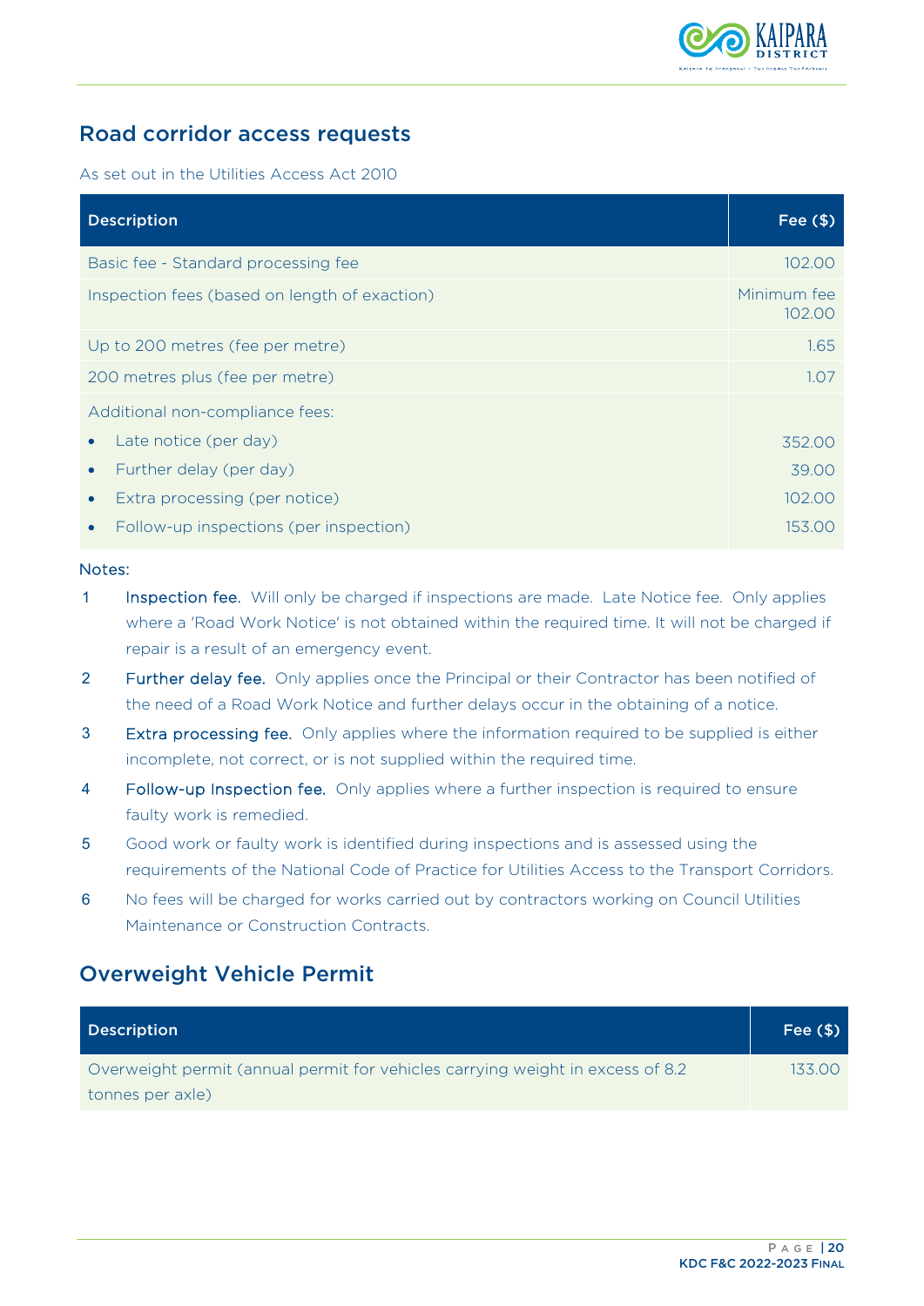## Road corridor access requests

As set out in the Utilities Access Act 2010

| Description | Fee ($) |
|---|---|
| Basic fee - Standard processing fee | 102.00 |
| Inspection fees (based on length of exaction) | Minimum fee 102.00 |
| Up to 200 metres (fee per metre) | 1.65 |
| 200 metres plus (fee per metre) | 1.07 |
| Additional non-compliance fees: | |
| • Late notice (per day) | 352.00 |
| • Further delay (per day) | 39.00 |
| • Extra processing (per notice) | 102.00 |
| • Follow-up inspections (per inspection) | 153.00 |

Notes:

1. **Inspection fee.** Will only be charged if inspections are made. Late Notice fee. Only applies where a 'Road Work Notice' is not obtained within the required time. It will not be charged if repair is a result of an emergency event.
2. **Further delay fee.** Only applies once the Principal or their Contractor has been notified of the need of a Road Work Notice and further delays occur in the obtaining of a notice.
3. **Extra processing fee.** Only applies where the information required to be supplied is either incomplete, not correct, or is not supplied within the required time.
4. **Follow-up Inspection fee.** Only applies where a further inspection is required to ensure faulty work is remedied.
5. Good work or faulty work is identified during inspections and is assessed using the requirements of the National Code of Practice for Utilities Access to the Transport Corridors.
6. No fees will be charged for works carried out by contractors working on Council Utilities Maintenance or Construction Contracts.

## Overweight Vehicle Permit

| Description | Fee ($) |
|---|---|
| Overweight permit (annual permit for vehicles carrying weight in excess of 8.2 tonnes per axle) | 133.00 |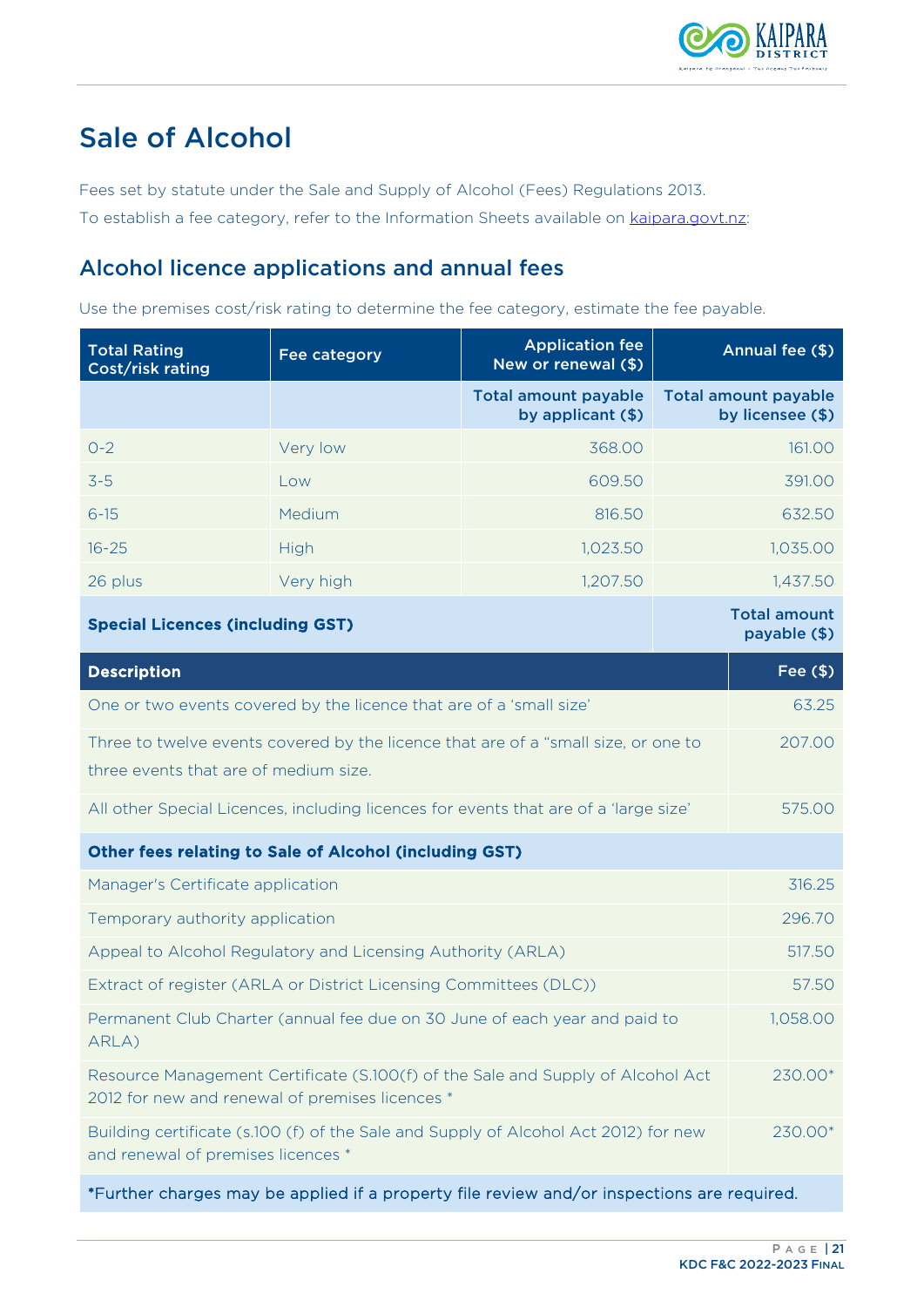# Sale of Alcohol

Fees set by statute under the Sale and Supply of Alcohol (Fees) Regulations 2013.

To establish a fee category, refer to the Information Sheets available on kaipara.govt.nz:

## Alcohol licence applications and annual fees

Use the premises cost/risk rating to determine the fee category, estimate the fee payable.

| Total Rating Cost/risk rating | Fee category | Application fee New or renewal ($) | Annual fee ($) |
|---|---|---|---|
| | | Total amount payable by applicant ($) | Total amount payable by licensee ($) |
| 0-2 | Very low | 368.00 | 161.00 |
| 3-5 | Low | 609.50 | 391.00 |
| 6-15 | Medium | 816.50 | 632.50 |
| 16-25 | High | 1,023.50 | 1,035.00 |
| 26 plus | Very high | 1,207.50 | 1,437.50 |

| **Special Licences (including GST)** | **Total amount payable ($)** |
|---|---|
| **Description** | **Fee ($)** |
| One or two events covered by the licence that are of a 'small size' | 63.25 |
| Three to twelve events covered by the licence that are of a "small size, or one to three events that are of medium size. | 207.00 |
| All other Special Licences, including licences for events that are of a 'large size' | 575.00 |
| **Other fees relating to Sale of Alcohol (including GST)** | |
| Manager's Certificate application | 316.25 |
| Temporary authority application | 296.70 |
| Appeal to Alcohol Regulatory and Licensing Authority (ARLA) | 517.50 |
| Extract of register (ARLA or District Licensing Committees (DLC)) | 57.50 |
| Permanent Club Charter (annual fee due on 30 June of each year and paid to ARLA) | 1,058.00 |
| Resource Management Certificate (S.100(f) of the Sale and Supply of Alcohol Act 2012 for new and renewal of premises licences * | 230.00* |
| Building certificate (s.100 (f) of the Sale and Supply of Alcohol Act 2012) for new and renewal of premises licences * | 230.00* |

*Further charges may be applied if a property file review and/or inspections are required.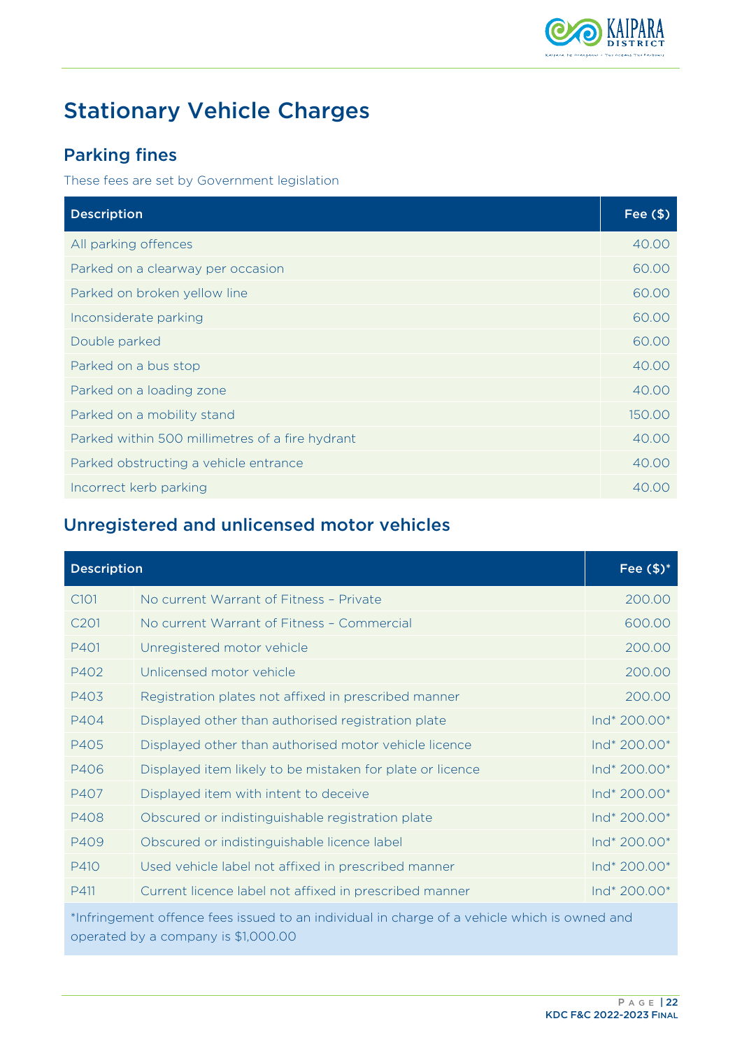# Stationary Vehicle Charges

## Parking fines

These fees are set by Government legislation

| Description | Fee ($) |
|---|---|
| All parking offences | 40.00 |
| Parked on a clearway per occasion | 60.00 |
| Parked on broken yellow line | 60.00 |
| Inconsiderate parking | 60.00 |
| Double parked | 60.00 |
| Parked on a bus stop | 40.00 |
| Parked on a loading zone | 40.00 |
| Parked on a mobility stand | 150.00 |
| Parked within 500 millimetres of a fire hydrant | 40.00 |
| Parked obstructing a vehicle entrance | 40.00 |
| Incorrect kerb parking | 40.00 |

## Unregistered and unlicensed motor vehicles

| Description | | Fee ($)* |
|---|---|---|
| C101 | No current Warrant of Fitness – Private | 200.00 |
| C201 | No current Warrant of Fitness – Commercial | 600.00 |
| P401 | Unregistered motor vehicle | 200.00 |
| P402 | Unlicensed motor vehicle | 200.00 |
| P403 | Registration plates not affixed in prescribed manner | 200.00 |
| P404 | Displayed other than authorised registration plate | Ind* 200.00* |
| P405 | Displayed other than authorised motor vehicle licence | Ind* 200.00* |
| P406 | Displayed item likely to be mistaken for plate or licence | Ind* 200.00* |
| P407 | Displayed item with intent to deceive | Ind* 200.00* |
| P408 | Obscured or indistinguishable registration plate | Ind* 200.00* |
| P409 | Obscured or indistinguishable licence label | Ind* 200.00* |
| P410 | Used vehicle label not affixed in prescribed manner | Ind* 200.00* |
| P411 | Current licence label not affixed in prescribed manner | Ind* 200.00* |

*Infringement offence fees issued to an individual in charge of a vehicle which is owned and operated by a company is $1,000.00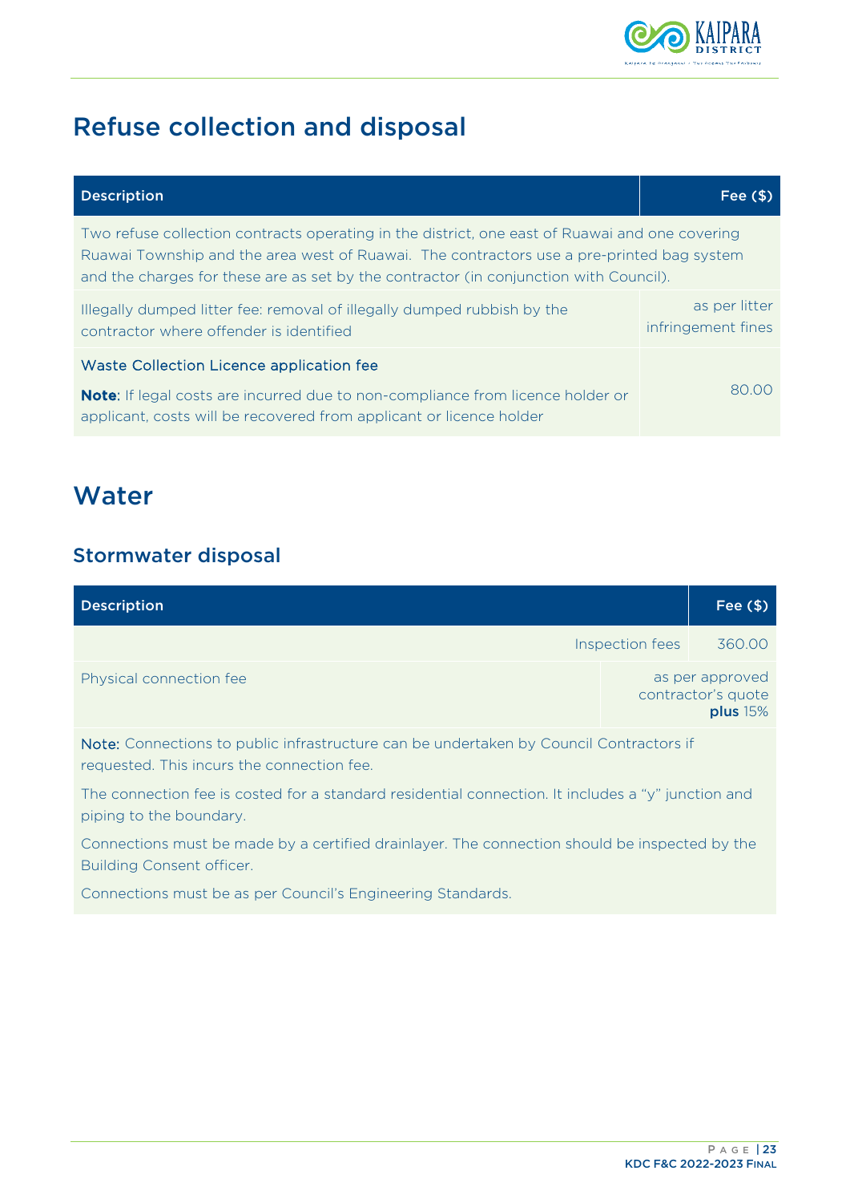# Refuse collection and disposal

| Description | Fee ($) |
|---|---|
| Two refuse collection contracts operating in the district, one east of Ruawai and one covering Ruawai Township and the area west of Ruawai. The contractors use a pre-printed bag system and the charges for these are as set by the contractor (in conjunction with Council). | |
| Illegally dumped litter fee: removal of illegally dumped rubbish by the contractor where offender is identified | as per litter infringement fines |
| Waste Collection Licence application fee<br><br>**Note**: If legal costs are incurred due to non-compliance from licence holder or applicant, costs will be recovered from applicant or licence holder | 80.00 |

# Water

## Stormwater disposal

| Description | Fee ($) |
|---|---|
| Inspection fees | 360.00 |
| Physical connection fee | as per approved contractor's quote **plus** 15% |

Note: Connections to public infrastructure can be undertaken by Council Contractors if requested. This incurs the connection fee.

The connection fee is costed for a standard residential connection. It includes a "y" junction and piping to the boundary.

Connections must be made by a certified drainlayer. The connection should be inspected by the Building Consent officer.

Connections must be as per Council's Engineering Standards.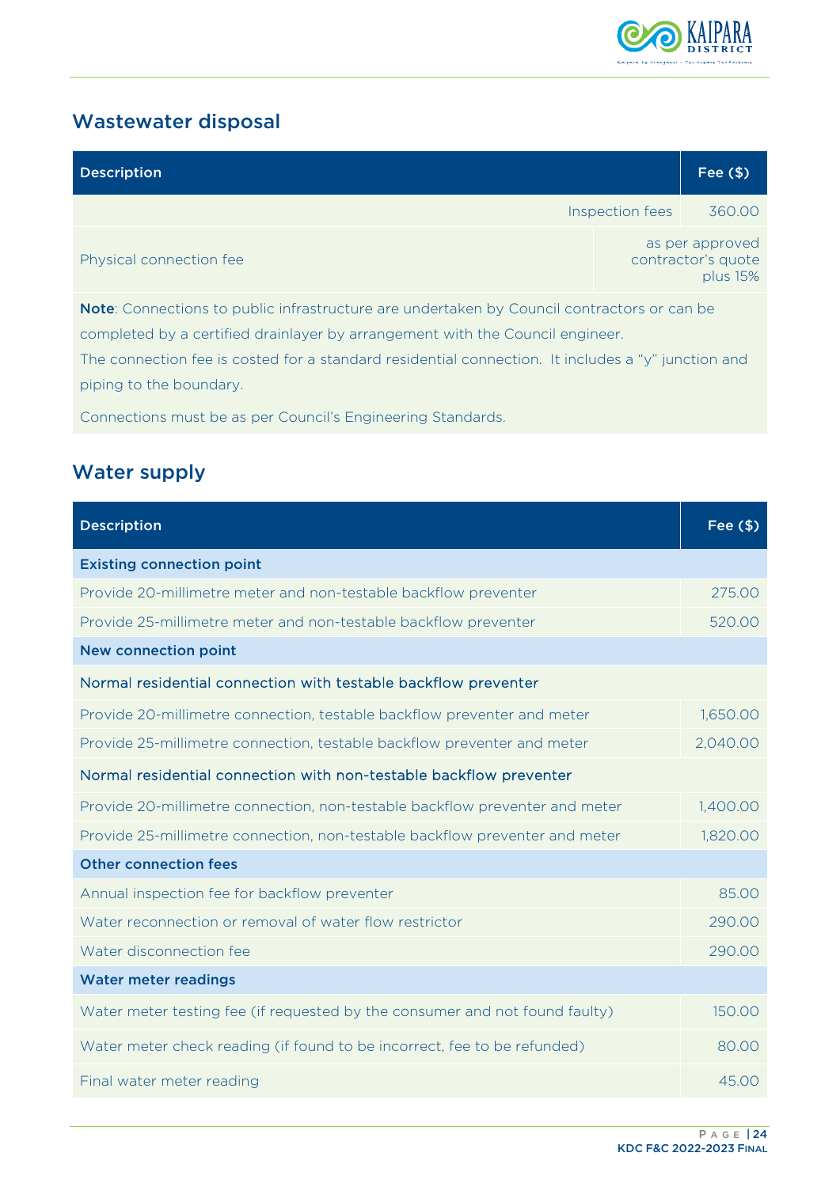## Wastewater disposal

| Description | Fee ($) |
|---|---|
| Inspection fees | 360.00 |
| Physical connection fee | as per approved contractor's quote plus 15% |

**Note**: Connections to public infrastructure are undertaken by Council contractors or can be completed by a certified drainlayer by arrangement with the Council engineer.
The connection fee is costed for a standard residential connection. It includes a "y" junction and piping to the boundary.

Connections must be as per Council's Engineering Standards.

## Water supply

| Description | Fee ($) |
|---|---|
| **Existing connection point** | |
| Provide 20-millimetre meter and non-testable backflow preventer | 275.00 |
| Provide 25-millimetre meter and non-testable backflow preventer | 520.00 |
| **New connection point** | |
| Normal residential connection with testable backflow preventer | |
| Provide 20-millimetre connection, testable backflow preventer and meter | 1,650.00 |
| Provide 25-millimetre connection, testable backflow preventer and meter | 2,040.00 |
| Normal residential connection with non-testable backflow preventer | |
| Provide 20-millimetre connection, non-testable backflow preventer and meter | 1,400.00 |
| Provide 25-millimetre connection, non-testable backflow preventer and meter | 1,820.00 |
| **Other connection fees** | |
| Annual inspection fee for backflow preventer | 85.00 |
| Water reconnection or removal of water flow restrictor | 290.00 |
| Water disconnection fee | 290.00 |
| **Water meter readings** | |
| Water meter testing fee (if requested by the consumer and not found faulty) | 150.00 |
| Water meter check reading (if found to be incorrect, fee to be refunded) | 80.00 |
| Final water meter reading | 45.00 |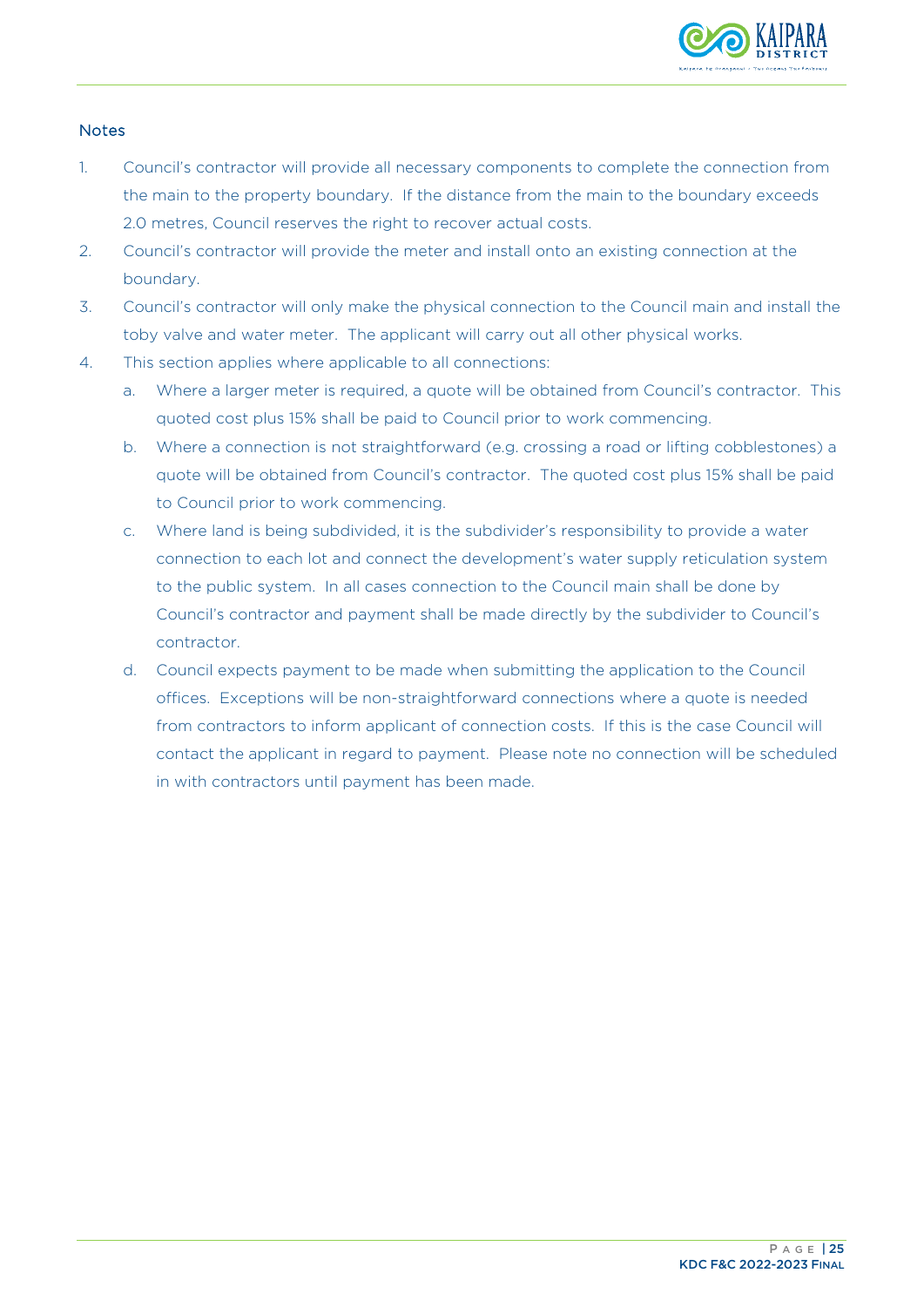## Notes

1. Council's contractor will provide all necessary components to complete the connection from the main to the property boundary. If the distance from the main to the boundary exceeds 2.0 metres, Council reserves the right to recover actual costs.
2. Council's contractor will provide the meter and install onto an existing connection at the boundary.
3. Council's contractor will only make the physical connection to the Council main and install the toby valve and water meter. The applicant will carry out all other physical works.
4. This section applies where applicable to all connections:
   a. Where a larger meter is required, a quote will be obtained from Council's contractor. This quoted cost plus 15% shall be paid to Council prior to work commencing.
   b. Where a connection is not straightforward (e.g. crossing a road or lifting cobblestones) a quote will be obtained from Council's contractor. The quoted cost plus 15% shall be paid to Council prior to work commencing.
   c. Where land is being subdivided, it is the subdivider's responsibility to provide a water connection to each lot and connect the development's water supply reticulation system to the public system. In all cases connection to the Council main shall be done by Council's contractor and payment shall be made directly by the subdivider to Council's contractor.
   d. Council expects payment to be made when submitting the application to the Council offices. Exceptions will be non-straightforward connections where a quote is needed from contractors to inform applicant of connection costs. If this is the case Council will contact the applicant in regard to payment. Please note no connection will be scheduled in with contractors until payment has been made.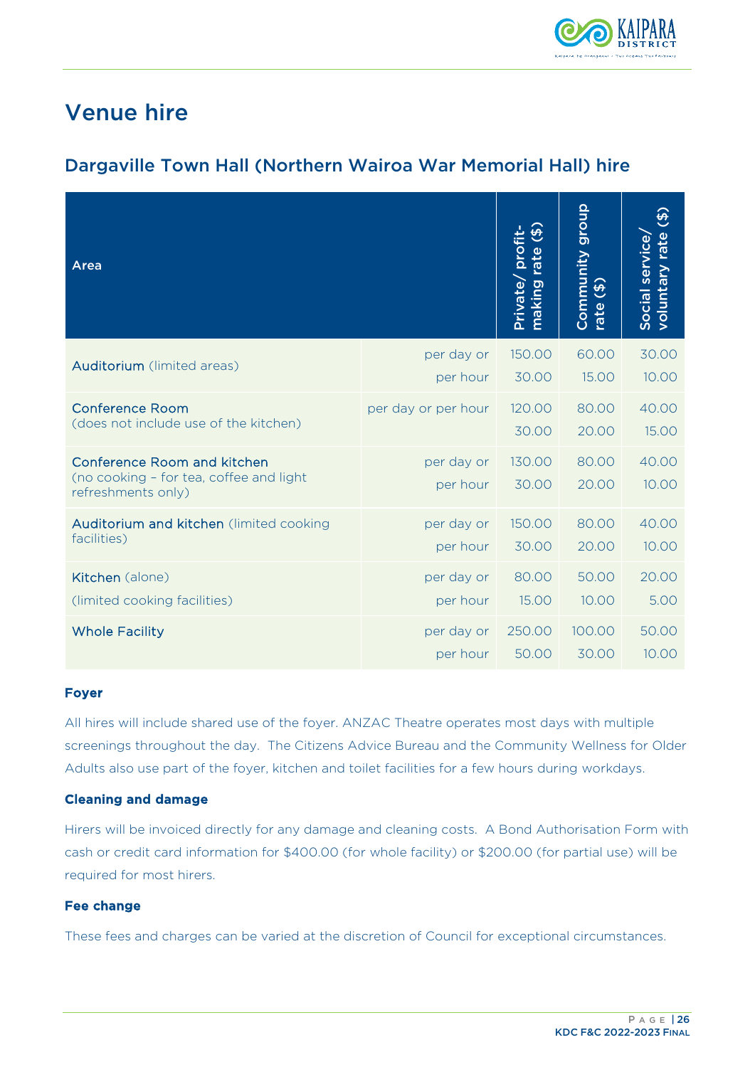# Venue hire

## Dargaville Town Hall (Northern Wairoa War Memorial Hall) hire

| Area | | Private/ profit-making rate ($) | Community group rate ($) | Social service/ voluntary rate ($) |
|---|---|---|---|---|
| Auditorium (limited areas) | per day or | 150.00 | 60.00 | 30.00 |
| | per hour | 30.00 | 15.00 | 10.00 |
| Conference Room (does not include use of the kitchen) | per day or per hour | 120.00 | 80.00 | 40.00 |
| | | 30.00 | 20.00 | 15.00 |
| Conference Room and kitchen (no cooking – for tea, coffee and light refreshments only) | per day or | 130.00 | 80.00 | 40.00 |
| | per hour | 30.00 | 20.00 | 10.00 |
| Auditorium and kitchen (limited cooking facilities) | per day or | 150.00 | 80.00 | 40.00 |
| | per hour | 30.00 | 20.00 | 10.00 |
| Kitchen (alone) | per day or | 80.00 | 50.00 | 20.00 |
| (limited cooking facilities) | per hour | 15.00 | 10.00 | 5.00 |
| Whole Facility | per day or | 250.00 | 100.00 | 50.00 |
| | per hour | 50.00 | 30.00 | 10.00 |

**Foyer**

All hires will include shared use of the foyer. ANZAC Theatre operates most days with multiple screenings throughout the day. The Citizens Advice Bureau and the Community Wellness for Older Adults also use part of the foyer, kitchen and toilet facilities for a few hours during workdays.

**Cleaning and damage**

Hirers will be invoiced directly for any damage and cleaning costs. A Bond Authorisation Form with cash or credit card information for $400.00 (for whole facility) or $200.00 (for partial use) will be required for most hirers.

**Fee change**

These fees and charges can be varied at the discretion of Council for exceptional circumstances.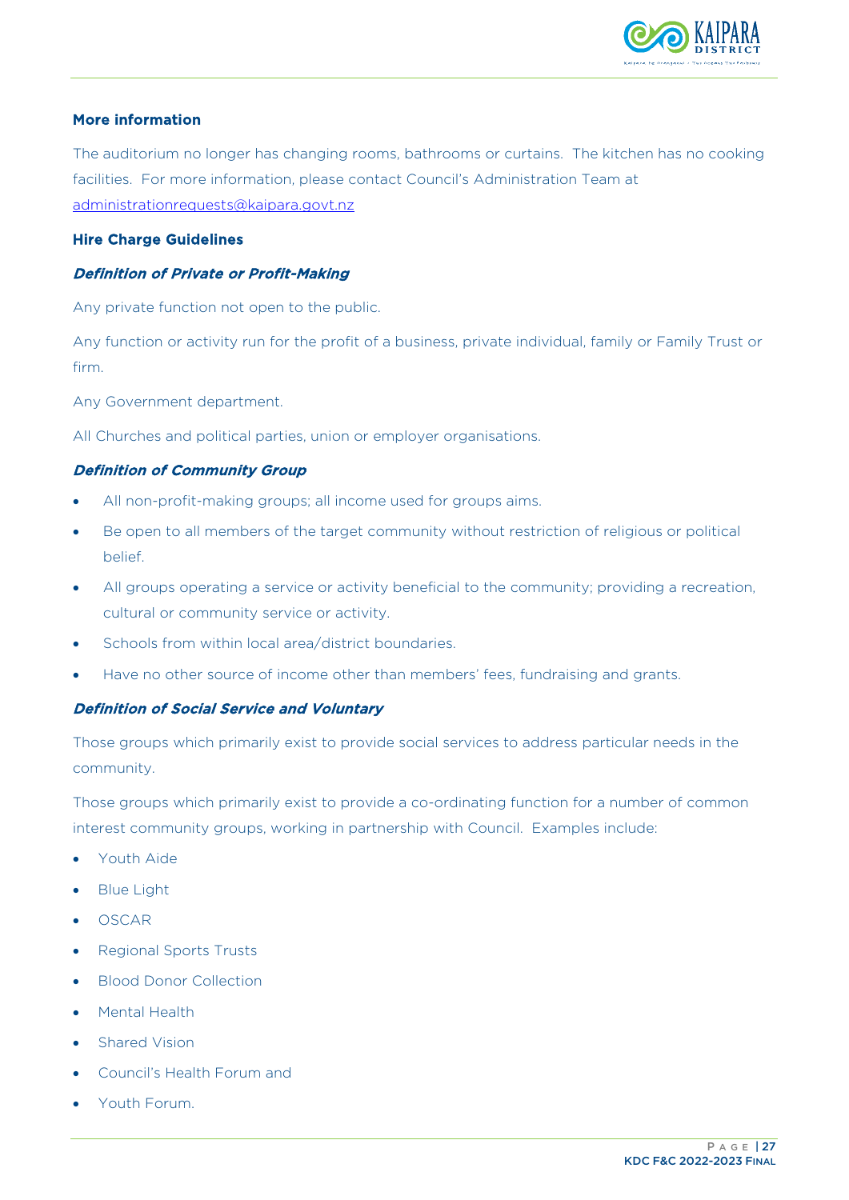### More information

The auditorium no longer has changing rooms, bathrooms or curtains. The kitchen has no cooking facilities. For more information, please contact Council's Administration Team at [administrationrequests@kaipara.govt.nz](mailto:administrationrequests@kaipara.govt.nz)

### Hire Charge Guidelines

#### *Definition of Private or Profit-Making*

Any private function not open to the public.

Any function or activity run for the profit of a business, private individual, family or Family Trust or firm.

Any Government department.

All Churches and political parties, union or employer organisations.

#### *Definition of Community Group*

- All non-profit-making groups; all income used for groups aims.
- Be open to all members of the target community without restriction of religious or political belief.
- All groups operating a service or activity beneficial to the community; providing a recreation, cultural or community service or activity.
- Schools from within local area/district boundaries.
- Have no other source of income other than members' fees, fundraising and grants.

#### *Definition of Social Service and Voluntary*

Those groups which primarily exist to provide social services to address particular needs in the community.

Those groups which primarily exist to provide a co-ordinating function for a number of common interest community groups, working in partnership with Council. Examples include:

- Youth Aide
- Blue Light
- OSCAR
- Regional Sports Trusts
- Blood Donor Collection
- Mental Health
- Shared Vision
- Council's Health Forum and
- Youth Forum.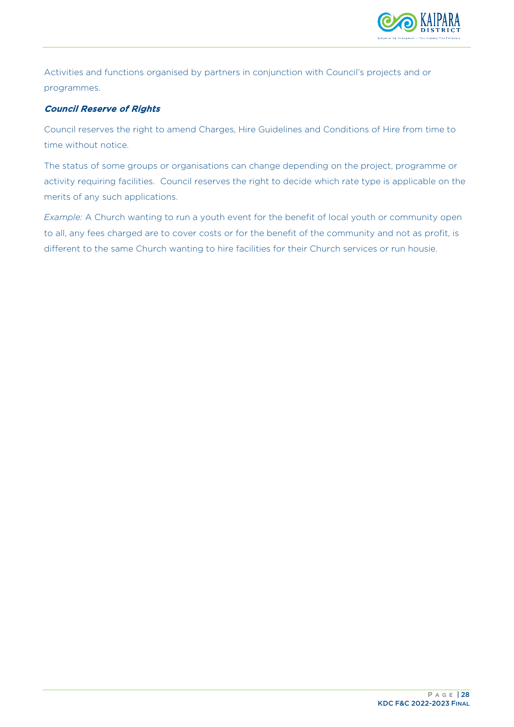Activities and functions organised by partners in conjunction with Council's projects and or programmes.

***Council Reserve of Rights***

Council reserves the right to amend Charges, Hire Guidelines and Conditions of Hire from time to time without notice.

The status of some groups or organisations can change depending on the project, programme or activity requiring facilities. Council reserves the right to decide which rate type is applicable on the merits of any such applications.

*Example:* A Church wanting to run a youth event for the benefit of local youth or community open to all, any fees charged are to cover costs or for the benefit of the community and not as profit, is different to the same Church wanting to hire facilities for their Church services or run housie.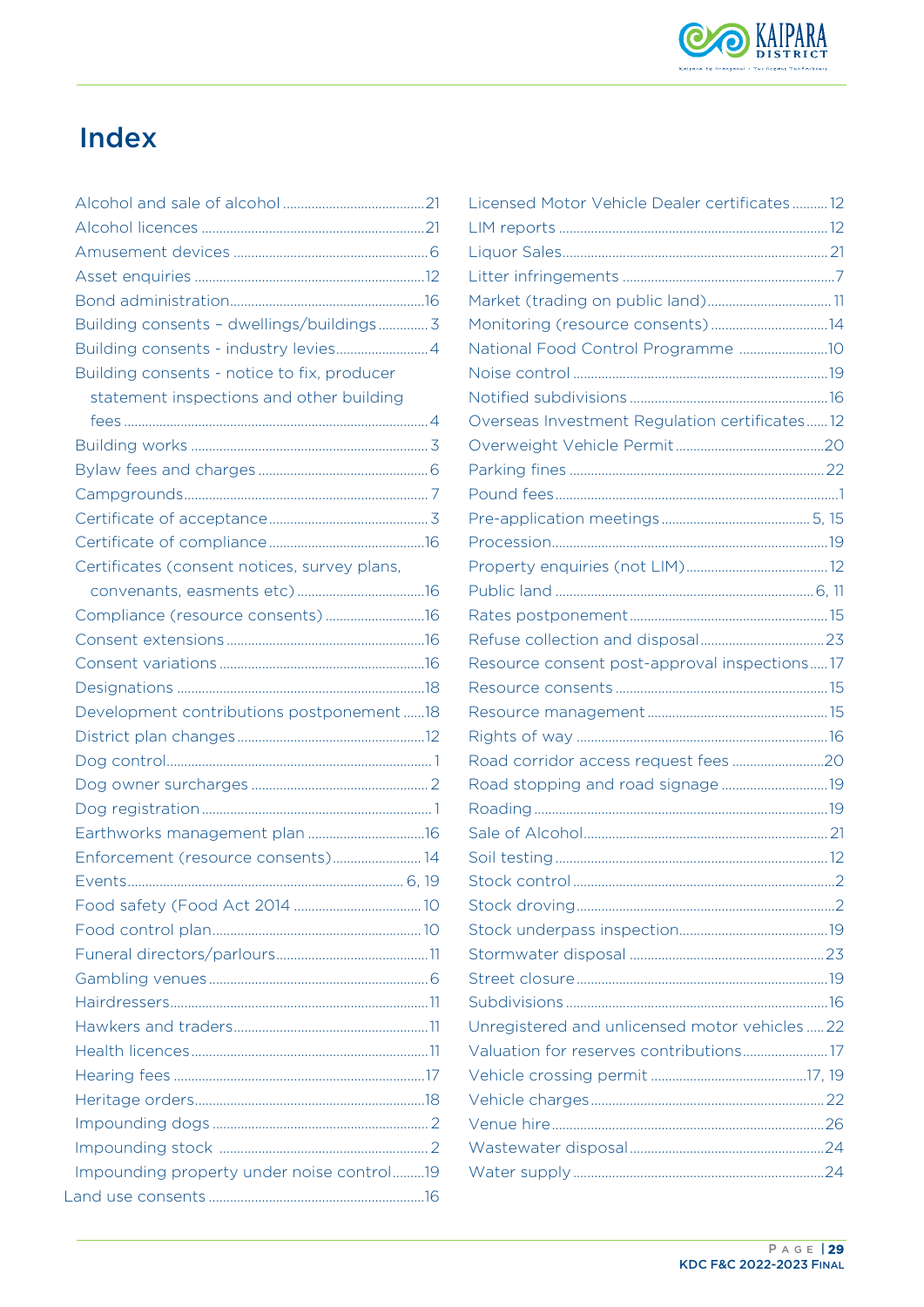# Index

- Alcohol and sale of alcohol ........ 21
- Alcohol licences ........ 21
- Amusement devices ........ 6
- Asset enquiries ........ 12
- Bond administration ........ 16
- Building consents – dwellings/buildings ........ 3
- Building consents - industry levies ........ 4
- Building consents - notice to fix, producer statement inspections and other building fees ........ 4
- Building works ........ 3
- Bylaw fees and charges ........ 6
- Campgrounds ........ 7
- Certificate of acceptance ........ 3
- Certificate of compliance ........ 16
- Certificates (consent notices, survey plans, convenants, easments etc) ........ 16
- Compliance (resource consents) ........ 16
- Consent extensions ........ 16
- Consent variations ........ 16
- Designations ........ 18
- Development contributions postponement ........ 18
- District plan changes ........ 12
- Dog control ........ 1
- Dog owner surcharges ........ 2
- Dog registration ........ 1
- Earthworks management plan ........ 16
- Enforcement (resource consents) ........ 14
- Events ........ 6, 19
- Food safety (Food Act 2014 ........ 10
- Food control plan ........ 10
- Funeral directors/parlours ........ 11
- Gambling venues ........ 6
- Hairdressers ........ 11
- Hawkers and traders ........ 11
- Health licences ........ 11
- Hearing fees ........ 17
- Heritage orders ........ 18
- Impounding dogs ........ 2
- Impounding stock ........ 2
- Impounding property under noise control ........ 19
- Land use consents ........ 16
- Licensed Motor Vehicle Dealer certificates ........ 12
- LIM reports ........ 12
- Liquor Sales ........ 21
- Litter infringements ........ 7
- Market (trading on public land) ........ 11
- Monitoring (resource consents) ........ 14
- National Food Control Programme ........ 10
- Noise control ........ 19
- Notified subdivisions ........ 16
- Overseas Investment Regulation certificates ........ 12
- Overweight Vehicle Permit ........ 20
- Parking fines ........ 22
- Pound fees ........ 1
- Pre-application meetings ........ 5, 15
- Procession ........ 19
- Property enquiries (not LIM) ........ 12
- Public land ........ 6, 11
- Rates postponement ........ 15
- Refuse collection and disposal ........ 23
- Resource consent post-approval inspections ........ 17
- Resource consents ........ 15
- Resource management ........ 15
- Rights of way ........ 16
- Road corridor access request fees ........ 20
- Road stopping and road signage ........ 19
- Roading ........ 19
- Sale of Alcohol ........ 21
- Soil testing ........ 12
- Stock control ........ 2
- Stock droving ........ 2
- Stock underpass inspection ........ 19
- Stormwater disposal ........ 23
- Street closure ........ 19
- Subdivisions ........ 16
- Unregistered and unlicensed motor vehicles ........ 22
- Valuation for reserves contributions ........ 17
- Vehicle crossing permit ........ 17, 19
- Vehicle charges ........ 22
- Venue hire ........ 26
- Wastewater disposal ........ 24
- Water supply ........ 24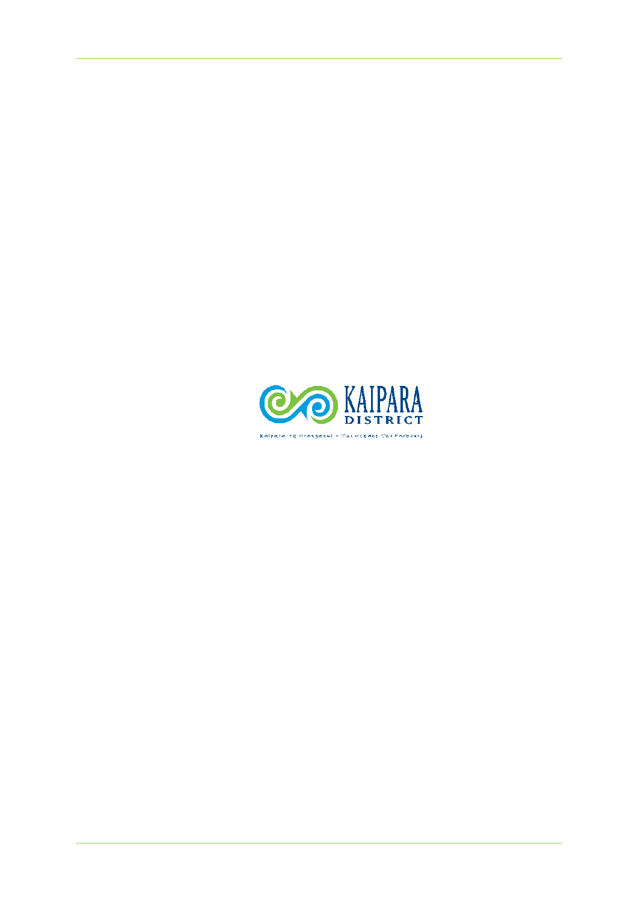KAIPARA DISTRICT

Kaipara te Oranganui • Two Oceans Two Harbours